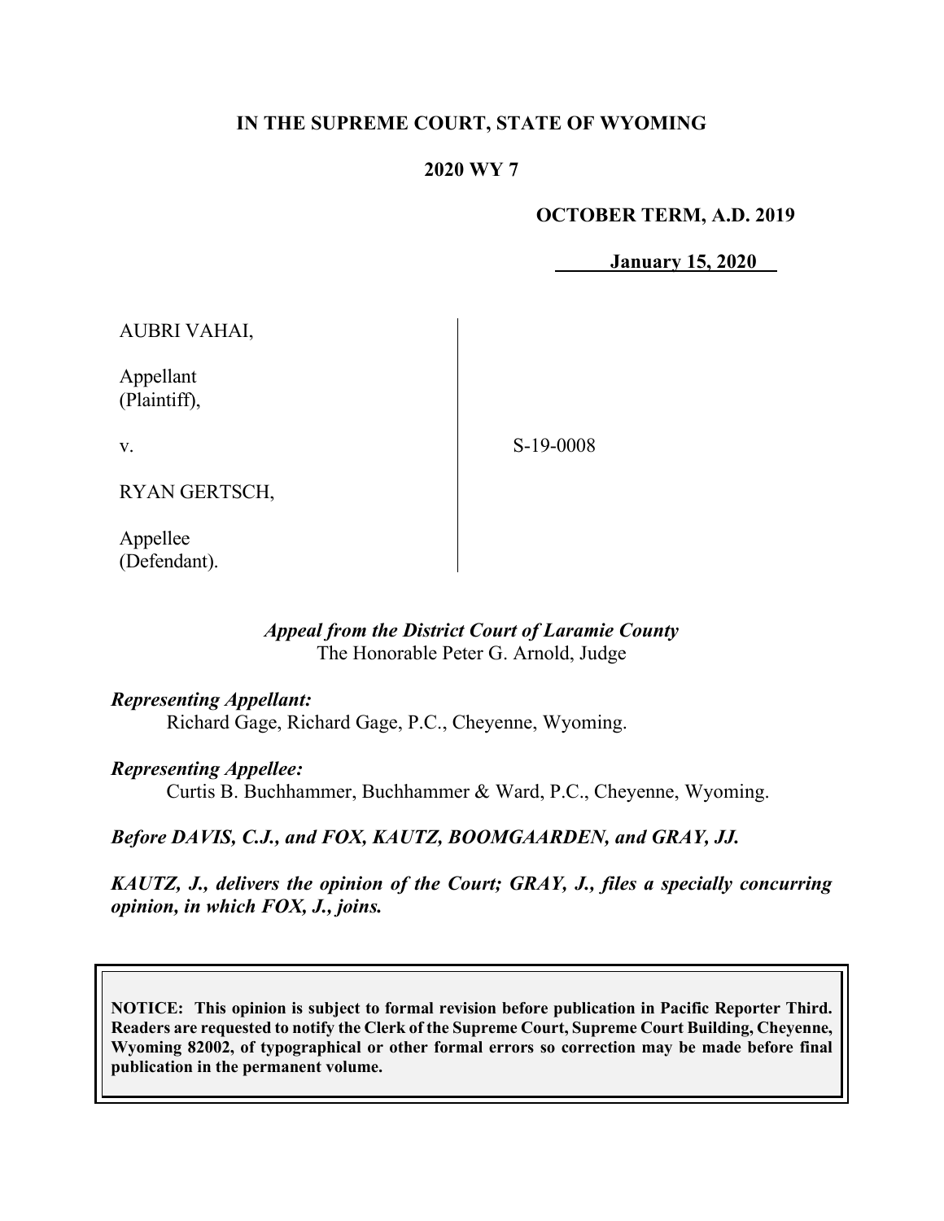**IN THE SUPREME COURT, STATE OF WYOMING**

**2020 WY 7**

**OCTOBER TERM, A.D. 2019**

**January 15, 2020**

AUBRI VAHAI,

Appellant
(Plaintiff),

v.

RYAN GERTSCH,

Appellee
(Defendant).

S-19-0008

*Appeal from the District Court of Laramie County*
The Honorable Peter G. Arnold, Judge

***Representing Appellant:***
Richard Gage, Richard Gage, P.C., Cheyenne, Wyoming.

***Representing Appellee:***
Curtis B. Buchhammer, Buchhammer & Ward, P.C., Cheyenne, Wyoming.

***Before DAVIS, C.J., and FOX, KAUTZ, BOOMGAARDEN, and GRAY, JJ.***

***KAUTZ, J., delivers the opinion of the Court; GRAY, J., files a specially concurring opinion, in which FOX, J., joins.***

**NOTICE: This opinion is subject to formal revision before publication in Pacific Reporter Third. Readers are requested to notify the Clerk of the Supreme Court, Supreme Court Building, Cheyenne, Wyoming 82002, of typographical or other formal errors so correction may be made before final publication in the permanent volume.**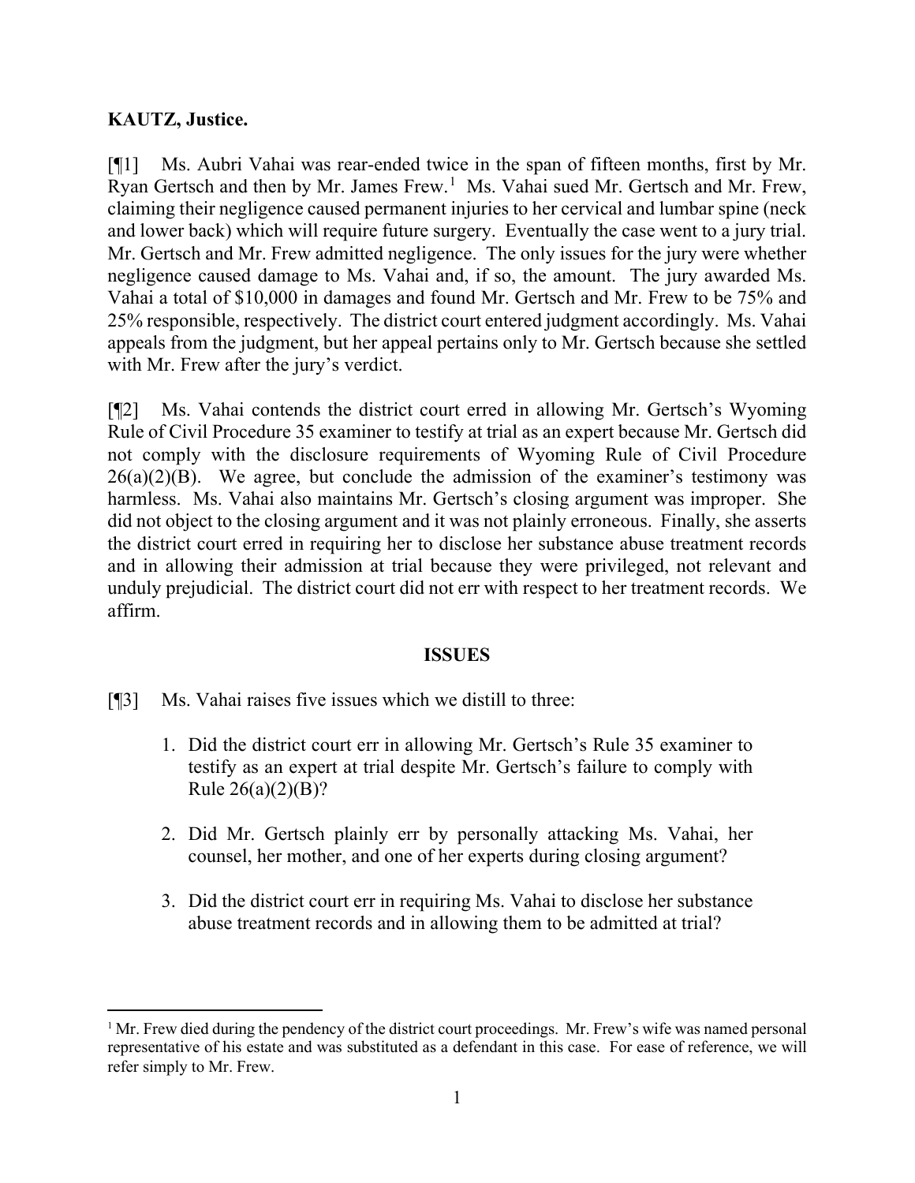**KAUTZ, Justice.**

[¶1] Ms. Aubri Vahai was rear-ended twice in the span of fifteen months, first by Mr. Ryan Gertsch and then by Mr. James Frew.[1] Ms. Vahai sued Mr. Gertsch and Mr. Frew, claiming their negligence caused permanent injuries to her cervical and lumbar spine (neck and lower back) which will require future surgery. Eventually the case went to a jury trial. Mr. Gertsch and Mr. Frew admitted negligence. The only issues for the jury were whether negligence caused damage to Ms. Vahai and, if so, the amount. The jury awarded Ms. Vahai a total of $10,000 in damages and found Mr. Gertsch and Mr. Frew to be 75% and 25% responsible, respectively. The district court entered judgment accordingly. Ms. Vahai appeals from the judgment, but her appeal pertains only to Mr. Gertsch because she settled with Mr. Frew after the jury's verdict.

[¶2] Ms. Vahai contends the district court erred in allowing Mr. Gertsch's Wyoming Rule of Civil Procedure 35 examiner to testify at trial as an expert because Mr. Gertsch did not comply with the disclosure requirements of Wyoming Rule of Civil Procedure 26(a)(2)(B). We agree, but conclude the admission of the examiner's testimony was harmless. Ms. Vahai also maintains Mr. Gertsch's closing argument was improper. She did not object to the closing argument and it was not plainly erroneous. Finally, she asserts the district court erred in requiring her to disclose her substance abuse treatment records and in allowing their admission at trial because they were privileged, not relevant and unduly prejudicial. The district court did not err with respect to her treatment records. We affirm.

## ISSUES

[¶3] Ms. Vahai raises five issues which we distill to three:

1. Did the district court err in allowing Mr. Gertsch's Rule 35 examiner to testify as an expert at trial despite Mr. Gertsch's failure to comply with Rule 26(a)(2)(B)?

2. Did Mr. Gertsch plainly err by personally attacking Ms. Vahai, her counsel, her mother, and one of her experts during closing argument?

3. Did the district court err in requiring Ms. Vahai to disclose her substance abuse treatment records and in allowing them to be admitted at trial?

---

[1] Mr. Frew died during the pendency of the district court proceedings. Mr. Frew's wife was named personal representative of his estate and was substituted as a defendant in this case. For ease of reference, we will refer simply to Mr. Frew.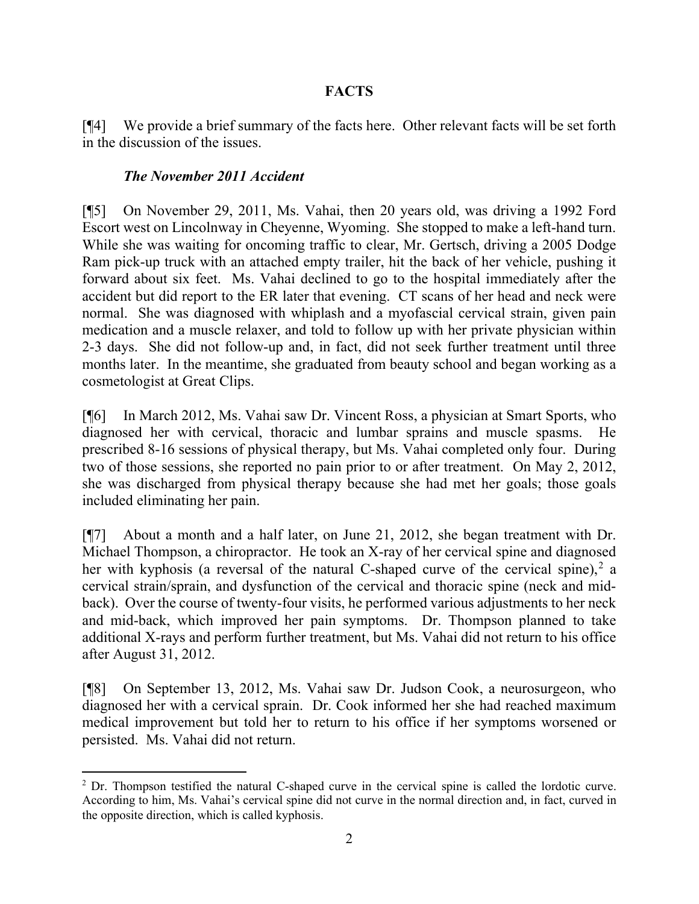## FACTS

[¶4] We provide a brief summary of the facts here. Other relevant facts will be set forth in the discussion of the issues.

### *The November 2011 Accident*

[¶5] On November 29, 2011, Ms. Vahai, then 20 years old, was driving a 1992 Ford Escort west on Lincolnway in Cheyenne, Wyoming. She stopped to make a left-hand turn. While she was waiting for oncoming traffic to clear, Mr. Gertsch, driving a 2005 Dodge Ram pick-up truck with an attached empty trailer, hit the back of her vehicle, pushing it forward about six feet. Ms. Vahai declined to go to the hospital immediately after the accident but did report to the ER later that evening. CT scans of her head and neck were normal. She was diagnosed with whiplash and a myofascial cervical strain, given pain medication and a muscle relaxer, and told to follow up with her private physician within 2-3 days. She did not follow-up and, in fact, did not seek further treatment until three months later. In the meantime, she graduated from beauty school and began working as a cosmetologist at Great Clips.

[¶6] In March 2012, Ms. Vahai saw Dr. Vincent Ross, a physician at Smart Sports, who diagnosed her with cervical, thoracic and lumbar sprains and muscle spasms. He prescribed 8-16 sessions of physical therapy, but Ms. Vahai completed only four. During two of those sessions, she reported no pain prior to or after treatment. On May 2, 2012, she was discharged from physical therapy because she had met her goals; those goals included eliminating her pain.

[¶7] About a month and a half later, on June 21, 2012, she began treatment with Dr. Michael Thompson, a chiropractor. He took an X-ray of her cervical spine and diagnosed her with kyphosis (a reversal of the natural C-shaped curve of the cervical spine),[2] a cervical strain/sprain, and dysfunction of the cervical and thoracic spine (neck and mid-back). Over the course of twenty-four visits, he performed various adjustments to her neck and mid-back, which improved her pain symptoms. Dr. Thompson planned to take additional X-rays and perform further treatment, but Ms. Vahai did not return to his office after August 31, 2012.

[¶8] On September 13, 2012, Ms. Vahai saw Dr. Judson Cook, a neurosurgeon, who diagnosed her with a cervical sprain. Dr. Cook informed her she had reached maximum medical improvement but told her to return to his office if her symptoms worsened or persisted. Ms. Vahai did not return.

---

[2] Dr. Thompson testified the natural C-shaped curve in the cervical spine is called the lordotic curve. According to him, Ms. Vahai's cervical spine did not curve in the normal direction and, in fact, curved in the opposite direction, which is called kyphosis.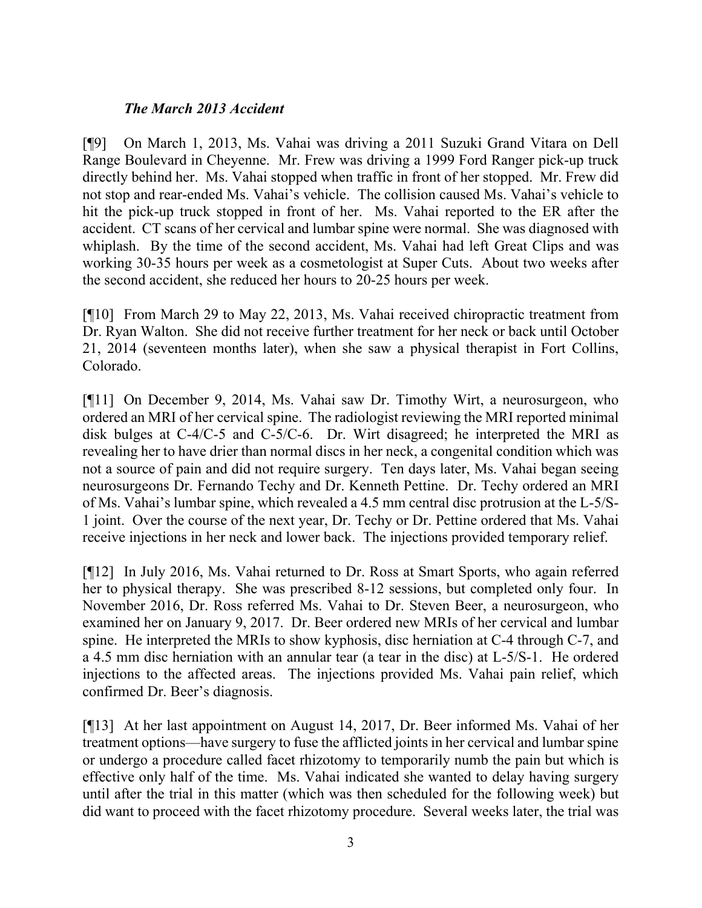***The March 2013 Accident***

[¶9] On March 1, 2013, Ms. Vahai was driving a 2011 Suzuki Grand Vitara on Dell Range Boulevard in Cheyenne. Mr. Frew was driving a 1999 Ford Ranger pick-up truck directly behind her. Ms. Vahai stopped when traffic in front of her stopped. Mr. Frew did not stop and rear-ended Ms. Vahai's vehicle. The collision caused Ms. Vahai's vehicle to hit the pick-up truck stopped in front of her. Ms. Vahai reported to the ER after the accident. CT scans of her cervical and lumbar spine were normal. She was diagnosed with whiplash. By the time of the second accident, Ms. Vahai had left Great Clips and was working 30-35 hours per week as a cosmetologist at Super Cuts. About two weeks after the second accident, she reduced her hours to 20-25 hours per week.

[¶10] From March 29 to May 22, 2013, Ms. Vahai received chiropractic treatment from Dr. Ryan Walton. She did not receive further treatment for her neck or back until October 21, 2014 (seventeen months later), when she saw a physical therapist in Fort Collins, Colorado.

[¶11] On December 9, 2014, Ms. Vahai saw Dr. Timothy Wirt, a neurosurgeon, who ordered an MRI of her cervical spine. The radiologist reviewing the MRI reported minimal disk bulges at C-4/C-5 and C-5/C-6. Dr. Wirt disagreed; he interpreted the MRI as revealing her to have drier than normal discs in her neck, a congenital condition which was not a source of pain and did not require surgery. Ten days later, Ms. Vahai began seeing neurosurgeons Dr. Fernando Techy and Dr. Kenneth Pettine. Dr. Techy ordered an MRI of Ms. Vahai's lumbar spine, which revealed a 4.5 mm central disc protrusion at the L-5/S-1 joint. Over the course of the next year, Dr. Techy or Dr. Pettine ordered that Ms. Vahai receive injections in her neck and lower back. The injections provided temporary relief.

[¶12] In July 2016, Ms. Vahai returned to Dr. Ross at Smart Sports, who again referred her to physical therapy. She was prescribed 8-12 sessions, but completed only four. In November 2016, Dr. Ross referred Ms. Vahai to Dr. Steven Beer, a neurosurgeon, who examined her on January 9, 2017. Dr. Beer ordered new MRIs of her cervical and lumbar spine. He interpreted the MRIs to show kyphosis, disc herniation at C-4 through C-7, and a 4.5 mm disc herniation with an annular tear (a tear in the disc) at L-5/S-1. He ordered injections to the affected areas. The injections provided Ms. Vahai pain relief, which confirmed Dr. Beer's diagnosis.

[¶13] At her last appointment on August 14, 2017, Dr. Beer informed Ms. Vahai of her treatment options—have surgery to fuse the afflicted joints in her cervical and lumbar spine or undergo a procedure called facet rhizotomy to temporarily numb the pain but which is effective only half of the time. Ms. Vahai indicated she wanted to delay having surgery until after the trial in this matter (which was then scheduled for the following week) but did want to proceed with the facet rhizotomy procedure. Several weeks later, the trial was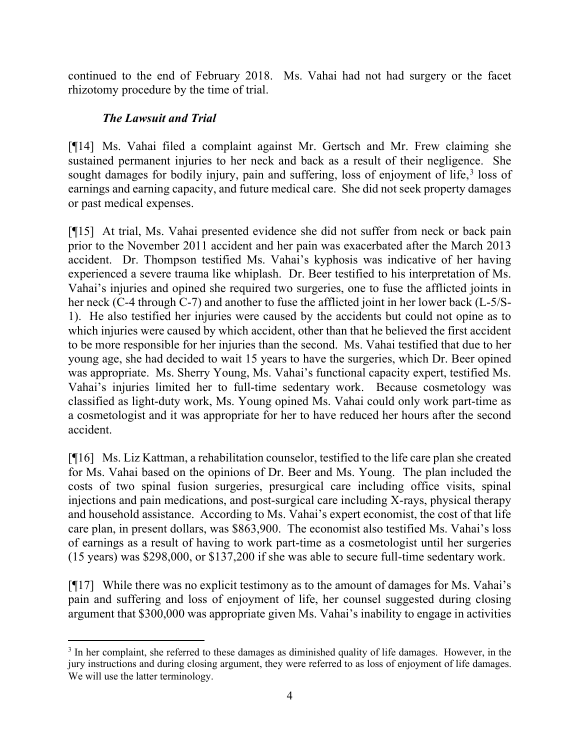continued to the end of February 2018. Ms. Vahai had not had surgery or the facet rhizotomy procedure by the time of trial.

### *The Lawsuit and Trial*

[¶14] Ms. Vahai filed a complaint against Mr. Gertsch and Mr. Frew claiming she sustained permanent injuries to her neck and back as a result of their negligence. She sought damages for bodily injury, pain and suffering, loss of enjoyment of life,[3] loss of earnings and earning capacity, and future medical care. She did not seek property damages or past medical expenses.

[¶15] At trial, Ms. Vahai presented evidence she did not suffer from neck or back pain prior to the November 2011 accident and her pain was exacerbated after the March 2013 accident. Dr. Thompson testified Ms. Vahai's kyphosis was indicative of her having experienced a severe trauma like whiplash. Dr. Beer testified to his interpretation of Ms. Vahai's injuries and opined she required two surgeries, one to fuse the afflicted joints in her neck (C-4 through C-7) and another to fuse the afflicted joint in her lower back (L-5/S-1). He also testified her injuries were caused by the accidents but could not opine as to which injuries were caused by which accident, other than that he believed the first accident to be more responsible for her injuries than the second. Ms. Vahai testified that due to her young age, she had decided to wait 15 years to have the surgeries, which Dr. Beer opined was appropriate. Ms. Sherry Young, Ms. Vahai's functional capacity expert, testified Ms. Vahai's injuries limited her to full-time sedentary work. Because cosmetology was classified as light-duty work, Ms. Young opined Ms. Vahai could only work part-time as a cosmetologist and it was appropriate for her to have reduced her hours after the second accident.

[¶16] Ms. Liz Kattman, a rehabilitation counselor, testified to the life care plan she created for Ms. Vahai based on the opinions of Dr. Beer and Ms. Young. The plan included the costs of two spinal fusion surgeries, presurgical care including office visits, spinal injections and pain medications, and post-surgical care including X-rays, physical therapy and household assistance. According to Ms. Vahai's expert economist, the cost of that life care plan, in present dollars, was $863,900. The economist also testified Ms. Vahai's loss of earnings as a result of having to work part-time as a cosmetologist until her surgeries (15 years) was $298,000, or $137,200 if she was able to secure full-time sedentary work.

[¶17] While there was no explicit testimony as to the amount of damages for Ms. Vahai's pain and suffering and loss of enjoyment of life, her counsel suggested during closing argument that $300,000 was appropriate given Ms. Vahai's inability to engage in activities

---

[3] In her complaint, she referred to these damages as diminished quality of life damages. However, in the jury instructions and during closing argument, they were referred to as loss of enjoyment of life damages. We will use the latter terminology.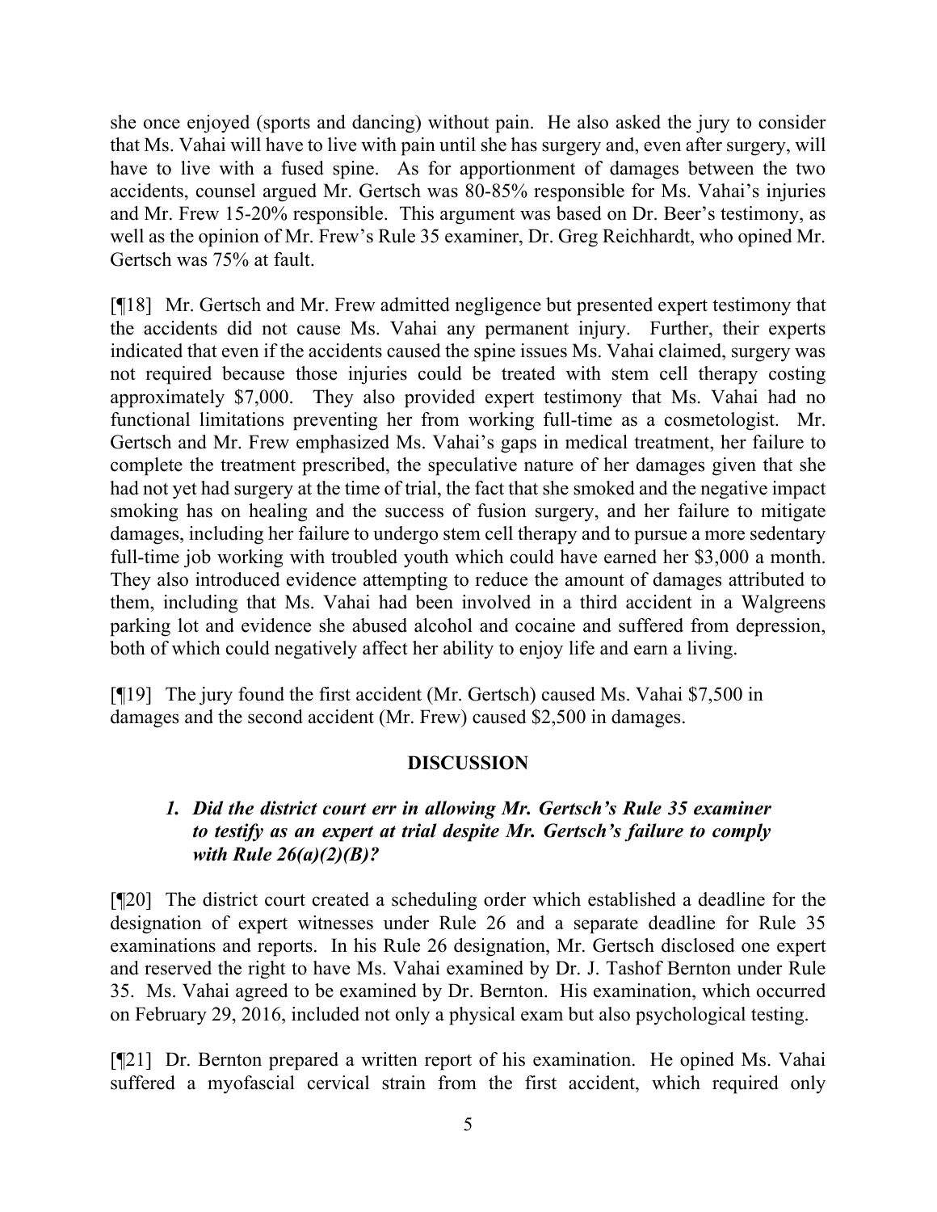she once enjoyed (sports and dancing) without pain. He also asked the jury to consider that Ms. Vahai will have to live with pain until she has surgery and, even after surgery, will have to live with a fused spine. As for apportionment of damages between the two accidents, counsel argued Mr. Gertsch was 80-85% responsible for Ms. Vahai's injuries and Mr. Frew 15-20% responsible. This argument was based on Dr. Beer's testimony, as well as the opinion of Mr. Frew's Rule 35 examiner, Dr. Greg Reichhardt, who opined Mr. Gertsch was 75% at fault.

[¶18] Mr. Gertsch and Mr. Frew admitted negligence but presented expert testimony that the accidents did not cause Ms. Vahai any permanent injury. Further, their experts indicated that even if the accidents caused the spine issues Ms. Vahai claimed, surgery was not required because those injuries could be treated with stem cell therapy costing approximately $7,000. They also provided expert testimony that Ms. Vahai had no functional limitations preventing her from working full-time as a cosmetologist. Mr. Gertsch and Mr. Frew emphasized Ms. Vahai's gaps in medical treatment, her failure to complete the treatment prescribed, the speculative nature of her damages given that she had not yet had surgery at the time of trial, the fact that she smoked and the negative impact smoking has on healing and the success of fusion surgery, and her failure to mitigate damages, including her failure to undergo stem cell therapy and to pursue a more sedentary full-time job working with troubled youth which could have earned her $3,000 a month. They also introduced evidence attempting to reduce the amount of damages attributed to them, including that Ms. Vahai had been involved in a third accident in a Walgreens parking lot and evidence she abused alcohol and cocaine and suffered from depression, both of which could negatively affect her ability to enjoy life and earn a living.

[¶19] The jury found the first accident (Mr. Gertsch) caused Ms. Vahai $7,500 in damages and the second accident (Mr. Frew) caused $2,500 in damages.

## DISCUSSION

### *1. Did the district court err in allowing Mr. Gertsch's Rule 35 examiner to testify as an expert at trial despite Mr. Gertsch's failure to comply with Rule 26(a)(2)(B)?*

[¶20] The district court created a scheduling order which established a deadline for the designation of expert witnesses under Rule 26 and a separate deadline for Rule 35 examinations and reports. In his Rule 26 designation, Mr. Gertsch disclosed one expert and reserved the right to have Ms. Vahai examined by Dr. J. Tashof Bernton under Rule 35. Ms. Vahai agreed to be examined by Dr. Bernton. His examination, which occurred on February 29, 2016, included not only a physical exam but also psychological testing.

[¶21] Dr. Bernton prepared a written report of his examination. He opined Ms. Vahai suffered a myofascial cervical strain from the first accident, which required only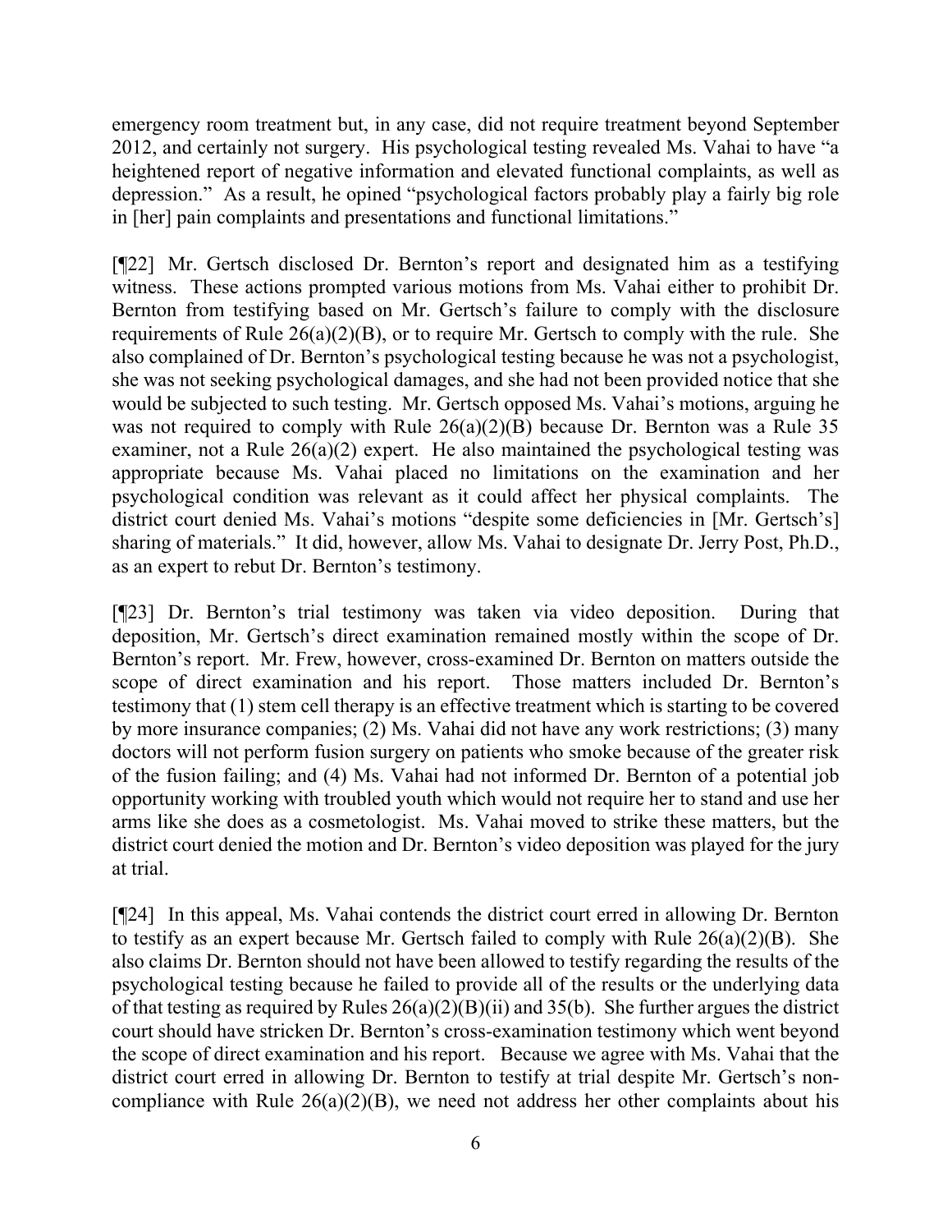emergency room treatment but, in any case, did not require treatment beyond September 2012, and certainly not surgery. His psychological testing revealed Ms. Vahai to have "a heightened report of negative information and elevated functional complaints, as well as depression." As a result, he opined "psychological factors probably play a fairly big role in [her] pain complaints and presentations and functional limitations."

[¶22] Mr. Gertsch disclosed Dr. Bernton's report and designated him as a testifying witness. These actions prompted various motions from Ms. Vahai either to prohibit Dr. Bernton from testifying based on Mr. Gertsch's failure to comply with the disclosure requirements of Rule 26(a)(2)(B), or to require Mr. Gertsch to comply with the rule. She also complained of Dr. Bernton's psychological testing because he was not a psychologist, she was not seeking psychological damages, and she had not been provided notice that she would be subjected to such testing. Mr. Gertsch opposed Ms. Vahai's motions, arguing he was not required to comply with Rule 26(a)(2)(B) because Dr. Bernton was a Rule 35 examiner, not a Rule 26(a)(2) expert. He also maintained the psychological testing was appropriate because Ms. Vahai placed no limitations on the examination and her psychological condition was relevant as it could affect her physical complaints. The district court denied Ms. Vahai's motions "despite some deficiencies in [Mr. Gertsch's] sharing of materials." It did, however, allow Ms. Vahai to designate Dr. Jerry Post, Ph.D., as an expert to rebut Dr. Bernton's testimony.

[¶23] Dr. Bernton's trial testimony was taken via video deposition. During that deposition, Mr. Gertsch's direct examination remained mostly within the scope of Dr. Bernton's report. Mr. Frew, however, cross-examined Dr. Bernton on matters outside the scope of direct examination and his report. Those matters included Dr. Bernton's testimony that (1) stem cell therapy is an effective treatment which is starting to be covered by more insurance companies; (2) Ms. Vahai did not have any work restrictions; (3) many doctors will not perform fusion surgery on patients who smoke because of the greater risk of the fusion failing; and (4) Ms. Vahai had not informed Dr. Bernton of a potential job opportunity working with troubled youth which would not require her to stand and use her arms like she does as a cosmetologist. Ms. Vahai moved to strike these matters, but the district court denied the motion and Dr. Bernton's video deposition was played for the jury at trial.

[¶24] In this appeal, Ms. Vahai contends the district court erred in allowing Dr. Bernton to testify as an expert because Mr. Gertsch failed to comply with Rule 26(a)(2)(B). She also claims Dr. Bernton should not have been allowed to testify regarding the results of the psychological testing because he failed to provide all of the results or the underlying data of that testing as required by Rules 26(a)(2)(B)(ii) and 35(b). She further argues the district court should have stricken Dr. Bernton's cross-examination testimony which went beyond the scope of direct examination and his report. Because we agree with Ms. Vahai that the district court erred in allowing Dr. Bernton to testify at trial despite Mr. Gertsch's non-compliance with Rule 26(a)(2)(B), we need not address her other complaints about his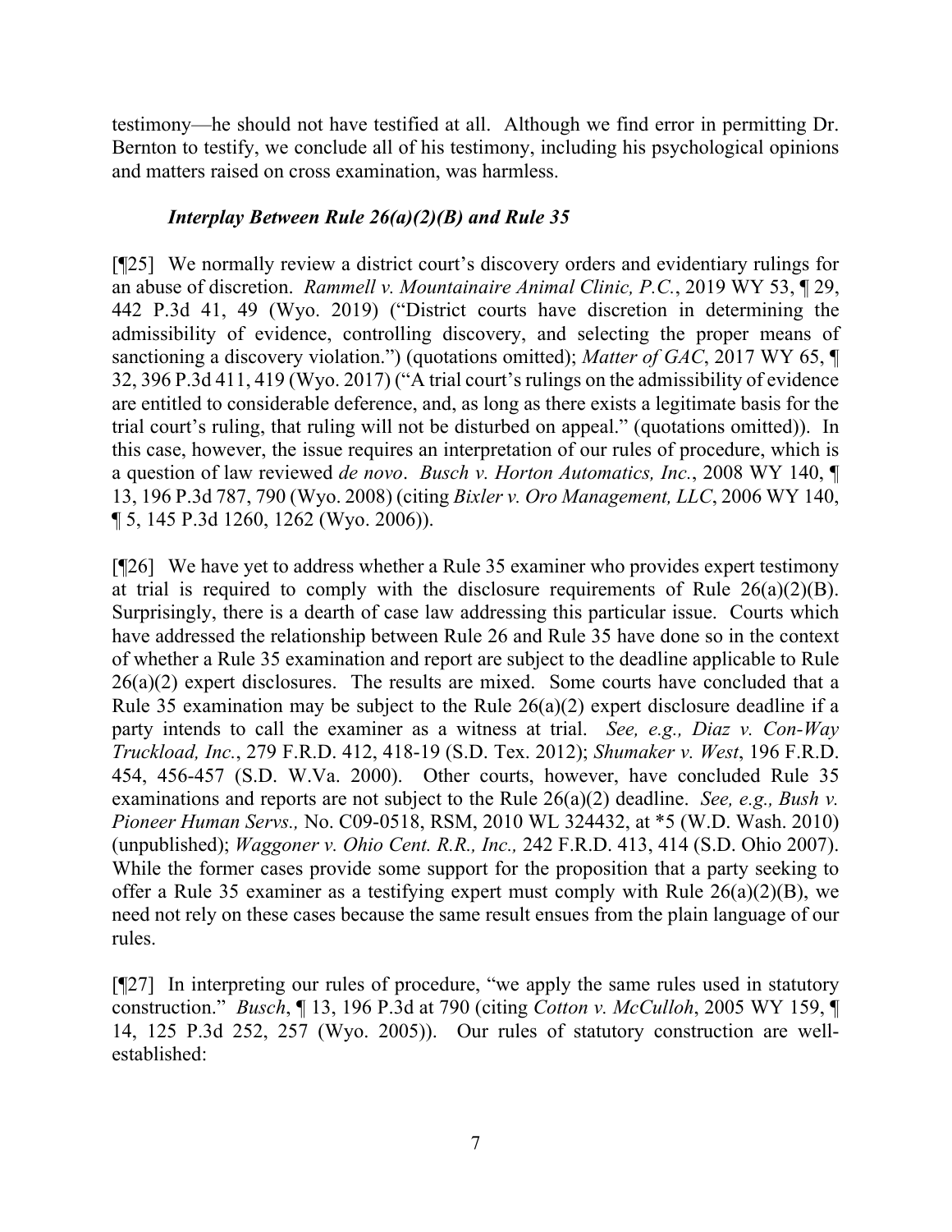testimony—he should not have testified at all. Although we find error in permitting Dr. Bernton to testify, we conclude all of his testimony, including his psychological opinions and matters raised on cross examination, was harmless.

### *Interplay Between Rule 26(a)(2)(B) and Rule 35*

[¶25] We normally review a district court's discovery orders and evidentiary rulings for an abuse of discretion. *Rammell v. Mountainaire Animal Clinic, P.C.*, 2019 WY 53, ¶ 29, 442 P.3d 41, 49 (Wyo. 2019) ("District courts have discretion in determining the admissibility of evidence, controlling discovery, and selecting the proper means of sanctioning a discovery violation.") (quotations omitted); *Matter of GAC*, 2017 WY 65, ¶ 32, 396 P.3d 411, 419 (Wyo. 2017) ("A trial court's rulings on the admissibility of evidence are entitled to considerable deference, and, as long as there exists a legitimate basis for the trial court's ruling, that ruling will not be disturbed on appeal." (quotations omitted)). In this case, however, the issue requires an interpretation of our rules of procedure, which is a question of law reviewed *de novo*. *Busch v. Horton Automatics, Inc.*, 2008 WY 140, ¶ 13, 196 P.3d 787, 790 (Wyo. 2008) (citing *Bixler v. Oro Management, LLC*, 2006 WY 140, ¶ 5, 145 P.3d 1260, 1262 (Wyo. 2006)).

[¶26] We have yet to address whether a Rule 35 examiner who provides expert testimony at trial is required to comply with the disclosure requirements of Rule 26(a)(2)(B). Surprisingly, there is a dearth of case law addressing this particular issue. Courts which have addressed the relationship between Rule 26 and Rule 35 have done so in the context of whether a Rule 35 examination and report are subject to the deadline applicable to Rule 26(a)(2) expert disclosures. The results are mixed. Some courts have concluded that a Rule 35 examination may be subject to the Rule 26(a)(2) expert disclosure deadline if a party intends to call the examiner as a witness at trial. *See, e.g., Diaz v. Con-Way Truckload, Inc.*, 279 F.R.D. 412, 418-19 (S.D. Tex. 2012); *Shumaker v. West*, 196 F.R.D. 454, 456-457 (S.D. W.Va. 2000). Other courts, however, have concluded Rule 35 examinations and reports are not subject to the Rule 26(a)(2) deadline. *See, e.g., Bush v. Pioneer Human Servs.,* No. C09-0518, RSM, 2010 WL 324432, at \*5 (W.D. Wash. 2010) (unpublished); *Waggoner v. Ohio Cent. R.R., Inc.,* 242 F.R.D. 413, 414 (S.D. Ohio 2007). While the former cases provide some support for the proposition that a party seeking to offer a Rule 35 examiner as a testifying expert must comply with Rule 26(a)(2)(B), we need not rely on these cases because the same result ensues from the plain language of our rules.

[¶27] In interpreting our rules of procedure, "we apply the same rules used in statutory construction." *Busch*, ¶ 13, 196 P.3d at 790 (citing *Cotton v. McCulloh*, 2005 WY 159, ¶ 14, 125 P.3d 252, 257 (Wyo. 2005)). Our rules of statutory construction are well-established: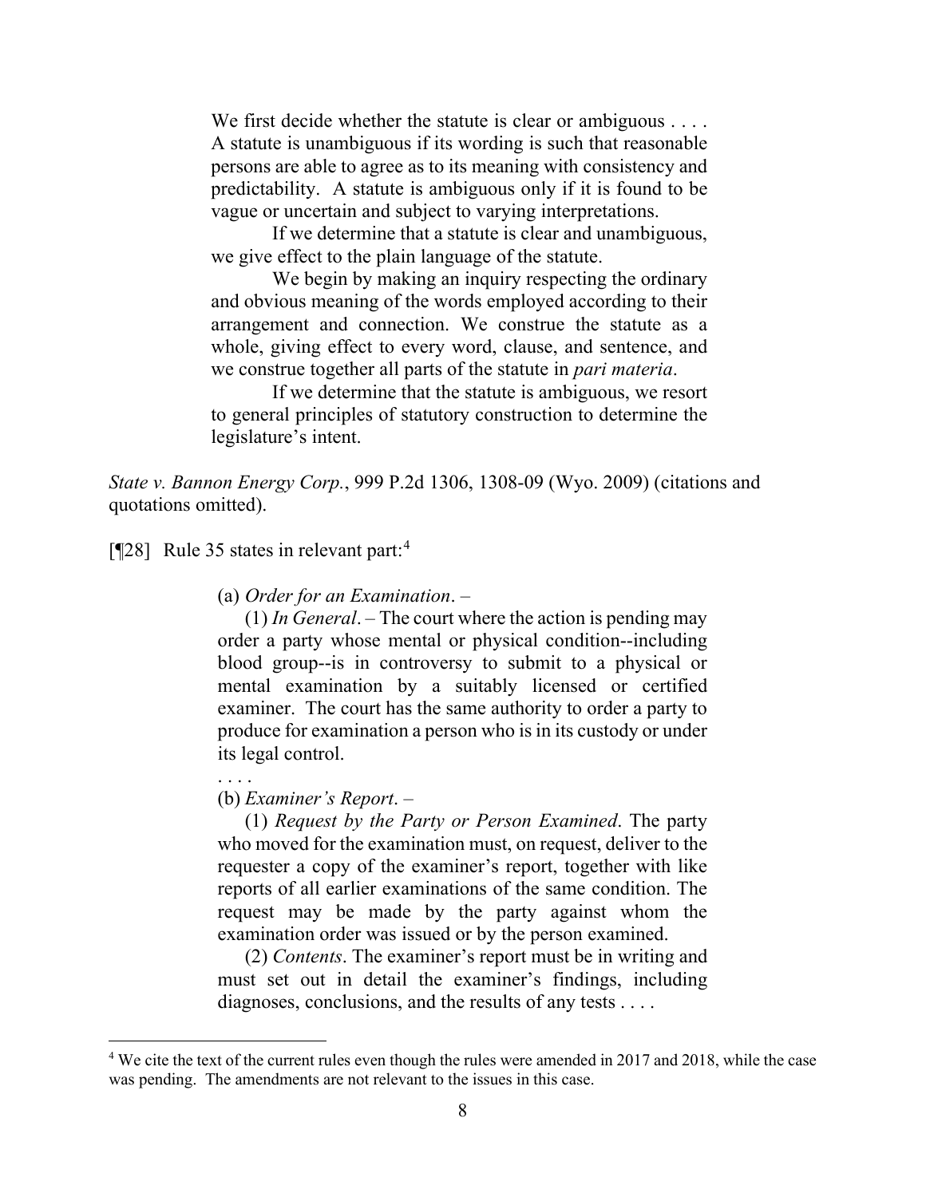> We first decide whether the statute is clear or ambiguous . . . . A statute is unambiguous if its wording is such that reasonable persons are able to agree as to its meaning with consistency and predictability. A statute is ambiguous only if it is found to be vague or uncertain and subject to varying interpretations.
>
> If we determine that a statute is clear and unambiguous, we give effect to the plain language of the statute.
>
> We begin by making an inquiry respecting the ordinary and obvious meaning of the words employed according to their arrangement and connection. We construe the statute as a whole, giving effect to every word, clause, and sentence, and we construe together all parts of the statute in *pari materia*.
>
> If we determine that the statute is ambiguous, we resort to general principles of statutory construction to determine the legislature's intent.

*State v. Bannon Energy Corp.*, 999 P.2d 1306, 1308-09 (Wyo. 2009) (citations and quotations omitted).

[¶28] Rule 35 states in relevant part:[4]

> (a) *Order for an Examination*. –
>
> (1) *In General*. – The court where the action is pending may order a party whose mental or physical condition--including blood group--is in controversy to submit to a physical or mental examination by a suitably licensed or certified examiner. The court has the same authority to order a party to produce for examination a person who is in its custody or under its legal control.
>
> . . . .
>
> (b) *Examiner's Report*. –
>
> (1) *Request by the Party or Person Examined*. The party who moved for the examination must, on request, deliver to the requester a copy of the examiner's report, together with like reports of all earlier examinations of the same condition. The request may be made by the party against whom the examination order was issued or by the person examined.
>
> (2) *Contents*. The examiner's report must be in writing and must set out in detail the examiner's findings, including diagnoses, conclusions, and the results of any tests . . . .

[4] We cite the text of the current rules even though the rules were amended in 2017 and 2018, while the case was pending. The amendments are not relevant to the issues in this case.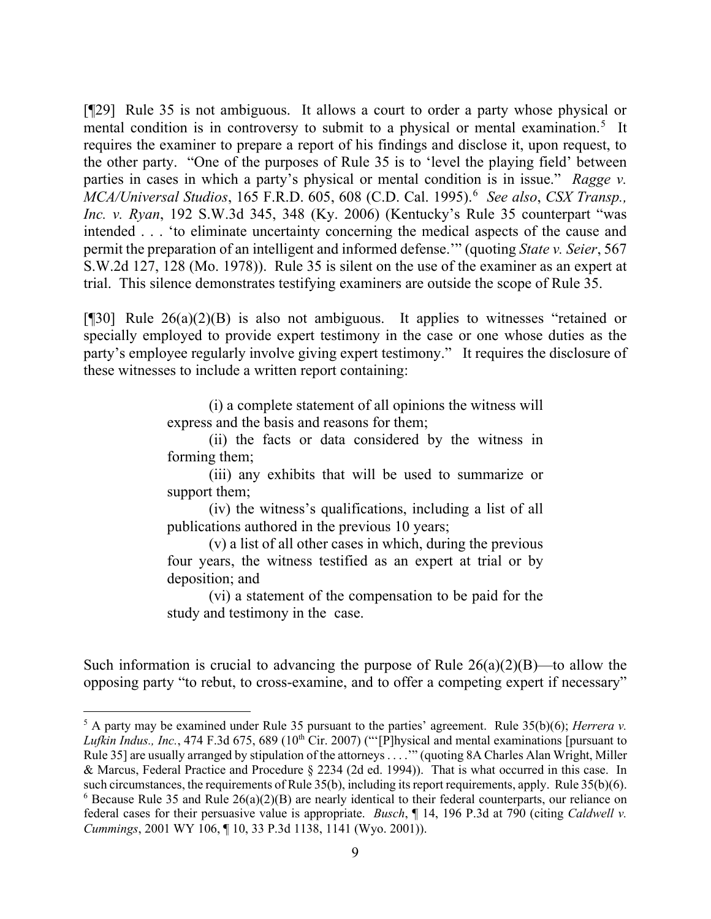[¶29] Rule 35 is not ambiguous. It allows a court to order a party whose physical or mental condition is in controversy to submit to a physical or mental examination.[5] It requires the examiner to prepare a report of his findings and disclose it, upon request, to the other party. "One of the purposes of Rule 35 is to 'level the playing field' between parties in cases in which a party's physical or mental condition is in issue." *Ragge v. MCA/Universal Studios*, 165 F.R.D. 605, 608 (C.D. Cal. 1995).[6] *See also*, *CSX Transp., Inc. v. Ryan*, 192 S.W.3d 345, 348 (Ky. 2006) (Kentucky's Rule 35 counterpart "was intended . . . 'to eliminate uncertainty concerning the medical aspects of the cause and permit the preparation of an intelligent and informed defense.'" (quoting *State v. Seier*, 567 S.W.2d 127, 128 (Mo. 1978)). Rule 35 is silent on the use of the examiner as an expert at trial. This silence demonstrates testifying examiners are outside the scope of Rule 35.

[¶30] Rule 26(a)(2)(B) is also not ambiguous. It applies to witnesses "retained or specially employed to provide expert testimony in the case or one whose duties as the party's employee regularly involve giving expert testimony." It requires the disclosure of these witnesses to include a written report containing:

> (i) a complete statement of all opinions the witness will express and the basis and reasons for them;
>
> (ii) the facts or data considered by the witness in forming them;
>
> (iii) any exhibits that will be used to summarize or support them;
>
> (iv) the witness's qualifications, including a list of all publications authored in the previous 10 years;
>
> (v) a list of all other cases in which, during the previous four years, the witness testified as an expert at trial or by deposition; and
>
> (vi) a statement of the compensation to be paid for the study and testimony in the case.

Such information is crucial to advancing the purpose of Rule 26(a)(2)(B)—to allow the opposing party "to rebut, to cross-examine, and to offer a competing expert if necessary"

---

[5] A party may be examined under Rule 35 pursuant to the parties' agreement. Rule 35(b)(6); *Herrera v. Lufkin Indus., Inc.*, 474 F.3d 675, 689 (10th Cir. 2007) ("'[P]hysical and mental examinations [pursuant to Rule 35] are usually arranged by stipulation of the attorneys . . . .'" (quoting 8A Charles Alan Wright, Miller & Marcus, Federal Practice and Procedure § 2234 (2d ed. 1994)). That is what occurred in this case. In such circumstances, the requirements of Rule 35(b), including its report requirements, apply. Rule 35(b)(6).

[6] Because Rule 35 and Rule 26(a)(2)(B) are nearly identical to their federal counterparts, our reliance on federal cases for their persuasive value is appropriate. *Busch*, ¶ 14, 196 P.3d at 790 (citing *Caldwell v. Cummings*, 2001 WY 106, ¶ 10, 33 P.3d 1138, 1141 (Wyo. 2001)).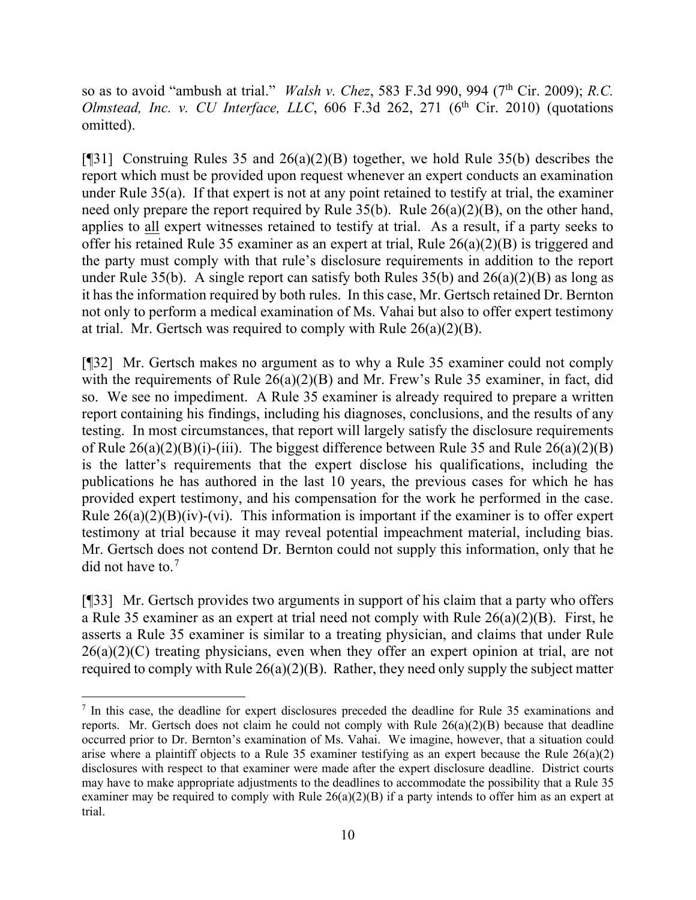so as to avoid "ambush at trial." *Walsh v. Chez*, 583 F.3d 990, 994 (7th Cir. 2009); *R.C. Olmstead, Inc. v. CU Interface, LLC*, 606 F.3d 262, 271 (6th Cir. 2010) (quotations omitted).

[¶31] Construing Rules 35 and 26(a)(2)(B) together, we hold Rule 35(b) describes the report which must be provided upon request whenever an expert conducts an examination under Rule 35(a). If that expert is not at any point retained to testify at trial, the examiner need only prepare the report required by Rule 35(b). Rule 26(a)(2)(B), on the other hand, applies to <u>all</u> expert witnesses retained to testify at trial. As a result, if a party seeks to offer his retained Rule 35 examiner as an expert at trial, Rule 26(a)(2)(B) is triggered and the party must comply with that rule's disclosure requirements in addition to the report under Rule 35(b). A single report can satisfy both Rules 35(b) and 26(a)(2)(B) as long as it has the information required by both rules. In this case, Mr. Gertsch retained Dr. Bernton not only to perform a medical examination of Ms. Vahai but also to offer expert testimony at trial. Mr. Gertsch was required to comply with Rule 26(a)(2)(B).

[¶32] Mr. Gertsch makes no argument as to why a Rule 35 examiner could not comply with the requirements of Rule 26(a)(2)(B) and Mr. Frew's Rule 35 examiner, in fact, did so. We see no impediment. A Rule 35 examiner is already required to prepare a written report containing his findings, including his diagnoses, conclusions, and the results of any testing. In most circumstances, that report will largely satisfy the disclosure requirements of Rule 26(a)(2)(B)(i)-(iii). The biggest difference between Rule 35 and Rule 26(a)(2)(B) is the latter's requirements that the expert disclose his qualifications, including the publications he has authored in the last 10 years, the previous cases for which he has provided expert testimony, and his compensation for the work he performed in the case. Rule 26(a)(2)(B)(iv)-(vi). This information is important if the examiner is to offer expert testimony at trial because it may reveal potential impeachment material, including bias. Mr. Gertsch does not contend Dr. Bernton could not supply this information, only that he did not have to.[7]

[¶33] Mr. Gertsch provides two arguments in support of his claim that a party who offers a Rule 35 examiner as an expert at trial need not comply with Rule 26(a)(2)(B). First, he asserts a Rule 35 examiner is similar to a treating physician, and claims that under Rule 26(a)(2)(C) treating physicians, even when they offer an expert opinion at trial, are not required to comply with Rule 26(a)(2)(B). Rather, they need only supply the subject matter

[7] In this case, the deadline for expert disclosures preceded the deadline for Rule 35 examinations and reports. Mr. Gertsch does not claim he could not comply with Rule 26(a)(2)(B) because that deadline occurred prior to Dr. Bernton's examination of Ms. Vahai. We imagine, however, that a situation could arise where a plaintiff objects to a Rule 35 examiner testifying as an expert because the Rule 26(a)(2) disclosures with respect to that examiner were made after the expert disclosure deadline. District courts may have to make appropriate adjustments to the deadlines to accommodate the possibility that a Rule 35 examiner may be required to comply with Rule 26(a)(2)(B) if a party intends to offer him as an expert at trial.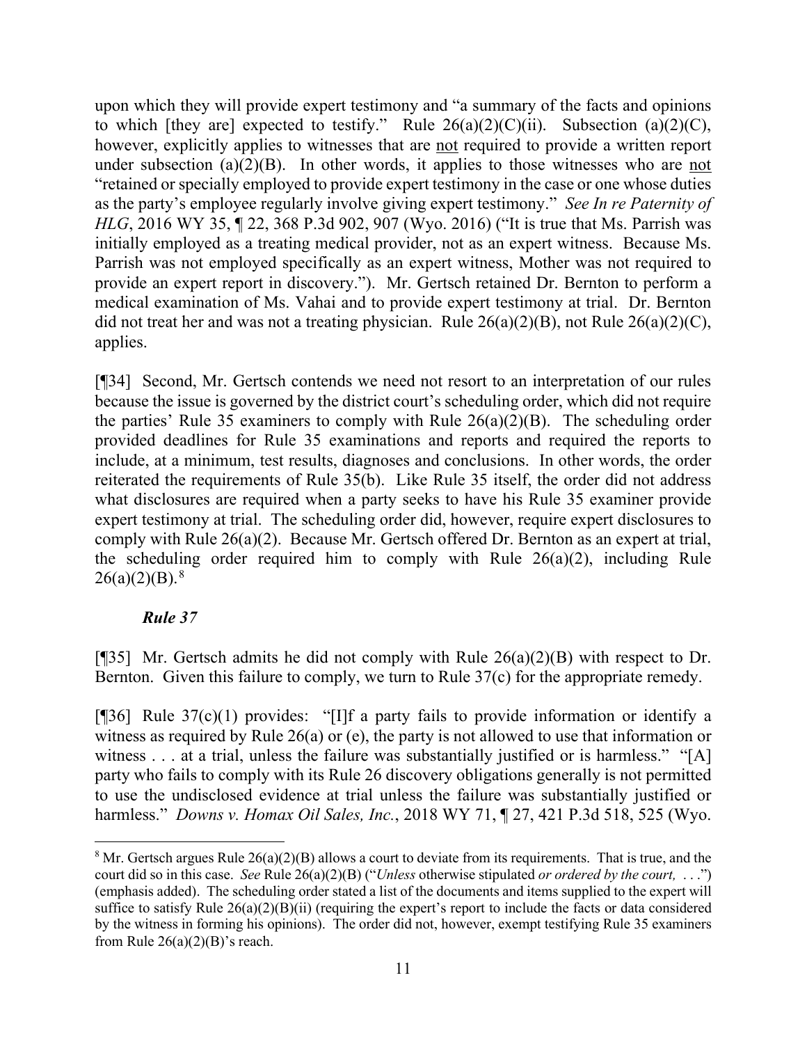upon which they will provide expert testimony and "a summary of the facts and opinions to which [they are] expected to testify." Rule 26(a)(2)(C)(ii). Subsection (a)(2)(C), however, explicitly applies to witnesses that are not required to provide a written report under subsection (a)(2)(B). In other words, it applies to those witnesses who are not "retained or specially employed to provide expert testimony in the case or one whose duties as the party's employee regularly involve giving expert testimony." *See In re Paternity of HLG*, 2016 WY 35, ¶ 22, 368 P.3d 902, 907 (Wyo. 2016) ("It is true that Ms. Parrish was initially employed as a treating medical provider, not as an expert witness. Because Ms. Parrish was not employed specifically as an expert witness, Mother was not required to provide an expert report in discovery."). Mr. Gertsch retained Dr. Bernton to perform a medical examination of Ms. Vahai and to provide expert testimony at trial. Dr. Bernton did not treat her and was not a treating physician. Rule 26(a)(2)(B), not Rule 26(a)(2)(C), applies.

[¶34] Second, Mr. Gertsch contends we need not resort to an interpretation of our rules because the issue is governed by the district court's scheduling order, which did not require the parties' Rule 35 examiners to comply with Rule 26(a)(2)(B). The scheduling order provided deadlines for Rule 35 examinations and reports and required the reports to include, at a minimum, test results, diagnoses and conclusions. In other words, the order reiterated the requirements of Rule 35(b). Like Rule 35 itself, the order did not address what disclosures are required when a party seeks to have his Rule 35 examiner provide expert testimony at trial. The scheduling order did, however, require expert disclosures to comply with Rule 26(a)(2). Because Mr. Gertsch offered Dr. Bernton as an expert at trial, the scheduling order required him to comply with Rule 26(a)(2), including Rule 26(a)(2)(B).[8]

### *Rule 37*

[¶35] Mr. Gertsch admits he did not comply with Rule 26(a)(2)(B) with respect to Dr. Bernton. Given this failure to comply, we turn to Rule 37(c) for the appropriate remedy.

[¶36] Rule 37(c)(1) provides: "[I]f a party fails to provide information or identify a witness as required by Rule 26(a) or (e), the party is not allowed to use that information or witness . . . at a trial, unless the failure was substantially justified or is harmless." "[A] party who fails to comply with its Rule 26 discovery obligations generally is not permitted to use the undisclosed evidence at trial unless the failure was substantially justified or harmless." *Downs v. Homax Oil Sales, Inc.*, 2018 WY 71, ¶ 27, 421 P.3d 518, 525 (Wyo.

---

[8] Mr. Gertsch argues Rule 26(a)(2)(B) allows a court to deviate from its requirements. That is true, and the court did so in this case. *See* Rule 26(a)(2)(B) ("*Unless* otherwise stipulated *or ordered by the court,* . . .") (emphasis added). The scheduling order stated a list of the documents and items supplied to the expert will suffice to satisfy Rule 26(a)(2)(B)(ii) (requiring the expert's report to include the facts or data considered by the witness in forming his opinions). The order did not, however, exempt testifying Rule 35 examiners from Rule 26(a)(2)(B)'s reach.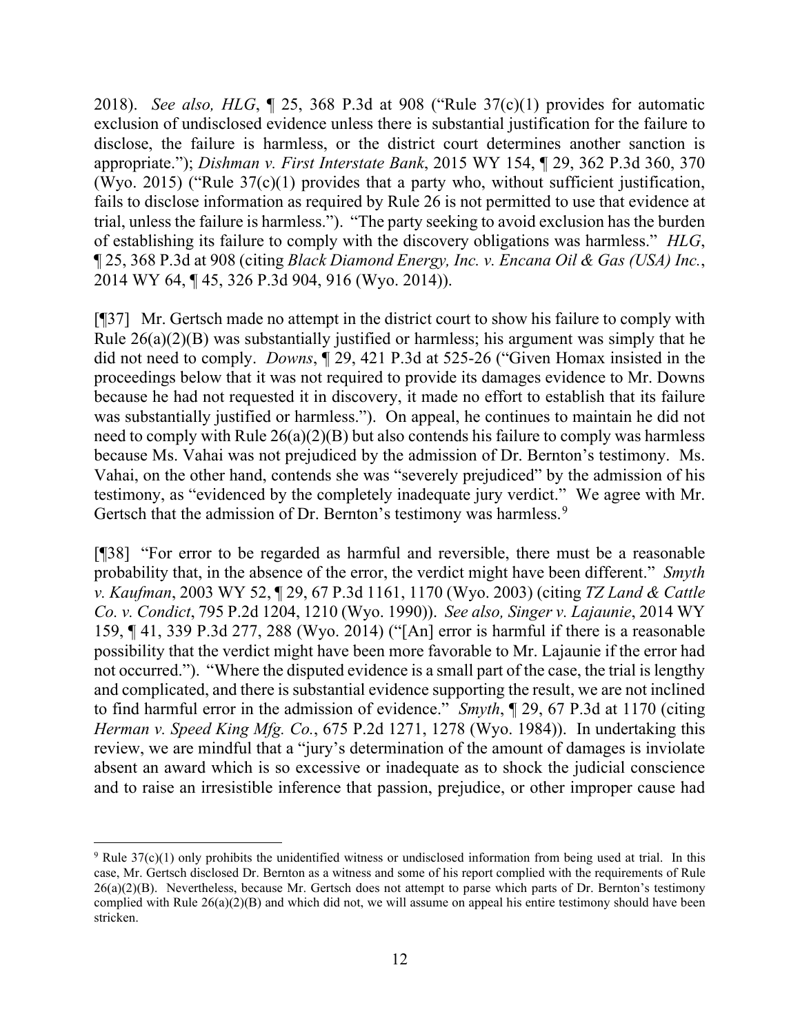2018). *See also, HLG*, ¶ 25, 368 P.3d at 908 ("Rule 37(c)(1) provides for automatic exclusion of undisclosed evidence unless there is substantial justification for the failure to disclose, the failure is harmless, or the district court determines another sanction is appropriate."); *Dishman v. First Interstate Bank*, 2015 WY 154, ¶ 29, 362 P.3d 360, 370 (Wyo. 2015) ("Rule 37(c)(1) provides that a party who, without sufficient justification, fails to disclose information as required by Rule 26 is not permitted to use that evidence at trial, unless the failure is harmless."). "The party seeking to avoid exclusion has the burden of establishing its failure to comply with the discovery obligations was harmless." *HLG*, ¶ 25, 368 P.3d at 908 (citing *Black Diamond Energy, Inc. v. Encana Oil & Gas (USA) Inc.*, 2014 WY 64, ¶ 45, 326 P.3d 904, 916 (Wyo. 2014)).

[¶37] Mr. Gertsch made no attempt in the district court to show his failure to comply with Rule 26(a)(2)(B) was substantially justified or harmless; his argument was simply that he did not need to comply. *Downs*, ¶ 29, 421 P.3d at 525-26 ("Given Homax insisted in the proceedings below that it was not required to provide its damages evidence to Mr. Downs because he had not requested it in discovery, it made no effort to establish that its failure was substantially justified or harmless."). On appeal, he continues to maintain he did not need to comply with Rule 26(a)(2)(B) but also contends his failure to comply was harmless because Ms. Vahai was not prejudiced by the admission of Dr. Bernton's testimony. Ms. Vahai, on the other hand, contends she was "severely prejudiced" by the admission of his testimony, as "evidenced by the completely inadequate jury verdict." We agree with Mr. Gertsch that the admission of Dr. Bernton's testimony was harmless.[9]

[¶38] "For error to be regarded as harmful and reversible, there must be a reasonable probability that, in the absence of the error, the verdict might have been different." *Smyth v. Kaufman*, 2003 WY 52, ¶ 29, 67 P.3d 1161, 1170 (Wyo. 2003) (citing *TZ Land & Cattle Co. v. Condict*, 795 P.2d 1204, 1210 (Wyo. 1990)). *See also, Singer v. Lajaunie*, 2014 WY 159, ¶ 41, 339 P.3d 277, 288 (Wyo. 2014) ("[An] error is harmful if there is a reasonable possibility that the verdict might have been more favorable to Mr. Lajaunie if the error had not occurred."). "Where the disputed evidence is a small part of the case, the trial is lengthy and complicated, and there is substantial evidence supporting the result, we are not inclined to find harmful error in the admission of evidence." *Smyth*, ¶ 29, 67 P.3d at 1170 (citing *Herman v. Speed King Mfg. Co.*, 675 P.2d 1271, 1278 (Wyo. 1984)). In undertaking this review, we are mindful that a "jury's determination of the amount of damages is inviolate absent an award which is so excessive or inadequate as to shock the judicial conscience and to raise an irresistible inference that passion, prejudice, or other improper cause had

---

[9] Rule 37(c)(1) only prohibits the unidentified witness or undisclosed information from being used at trial. In this case, Mr. Gertsch disclosed Dr. Bernton as a witness and some of his report complied with the requirements of Rule 26(a)(2)(B). Nevertheless, because Mr. Gertsch does not attempt to parse which parts of Dr. Bernton's testimony complied with Rule 26(a)(2)(B) and which did not, we will assume on appeal his entire testimony should have been stricken.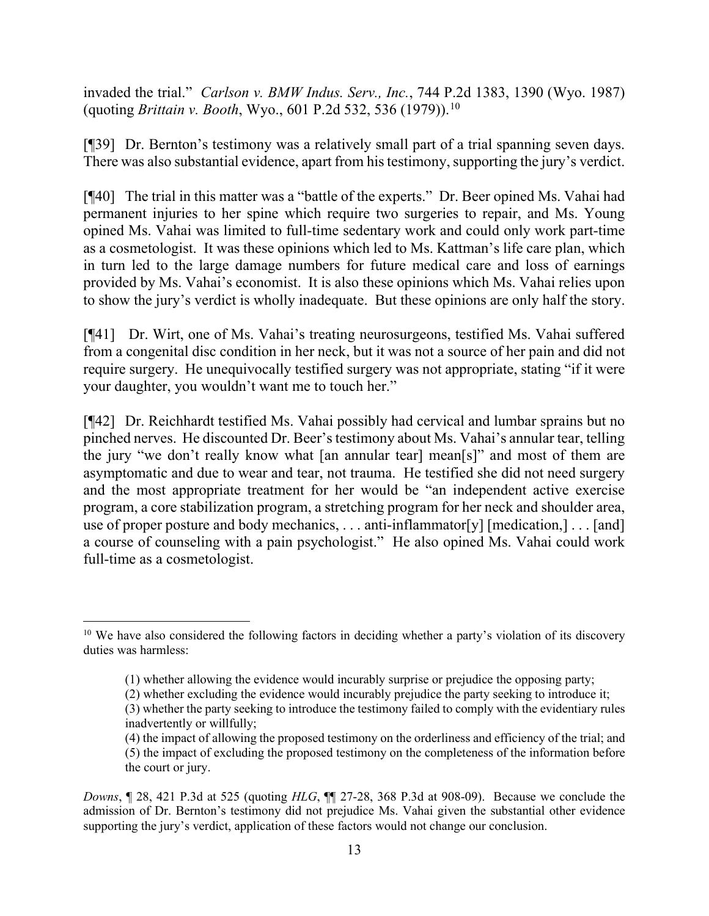invaded the trial." *Carlson v. BMW Indus. Serv., Inc.*, 744 P.2d 1383, 1390 (Wyo. 1987) (quoting *Brittain v. Booth*, Wyo., 601 P.2d 532, 536 (1979)).[10]

[¶39] Dr. Bernton's testimony was a relatively small part of a trial spanning seven days. There was also substantial evidence, apart from his testimony, supporting the jury's verdict.

[¶40] The trial in this matter was a "battle of the experts." Dr. Beer opined Ms. Vahai had permanent injuries to her spine which require two surgeries to repair, and Ms. Young opined Ms. Vahai was limited to full-time sedentary work and could only work part-time as a cosmetologist. It was these opinions which led to Ms. Kattman's life care plan, which in turn led to the large damage numbers for future medical care and loss of earnings provided by Ms. Vahai's economist. It is also these opinions which Ms. Vahai relies upon to show the jury's verdict is wholly inadequate. But these opinions are only half the story.

[¶41] Dr. Wirt, one of Ms. Vahai's treating neurosurgeons, testified Ms. Vahai suffered from a congenital disc condition in her neck, but it was not a source of her pain and did not require surgery. He unequivocally testified surgery was not appropriate, stating "if it were your daughter, you wouldn't want me to touch her."

[¶42] Dr. Reichhardt testified Ms. Vahai possibly had cervical and lumbar sprains but no pinched nerves. He discounted Dr. Beer's testimony about Ms. Vahai's annular tear, telling the jury "we don't really know what [an annular tear] mean[s]" and most of them are asymptomatic and due to wear and tear, not trauma. He testified she did not need surgery and the most appropriate treatment for her would be "an independent active exercise program, a core stabilization program, a stretching program for her neck and shoulder area, use of proper posture and body mechanics, . . . anti-inflammator[y] [medication,] . . . [and] a course of counseling with a pain psychologist." He also opined Ms. Vahai could work full-time as a cosmetologist.

---

[10] We have also considered the following factors in deciding whether a party's violation of its discovery duties was harmless:

> (1) whether allowing the evidence would incurably surprise or prejudice the opposing party;
> (2) whether excluding the evidence would incurably prejudice the party seeking to introduce it;
> (3) whether the party seeking to introduce the testimony failed to comply with the evidentiary rules inadvertently or willfully;
> (4) the impact of allowing the proposed testimony on the orderliness and efficiency of the trial; and
> (5) the impact of excluding the proposed testimony on the completeness of the information before the court or jury.

*Downs*, ¶ 28, 421 P.3d at 525 (quoting *HLG*, ¶¶ 27-28, 368 P.3d at 908-09). Because we conclude the admission of Dr. Bernton's testimony did not prejudice Ms. Vahai given the substantial other evidence supporting the jury's verdict, application of these factors would not change our conclusion.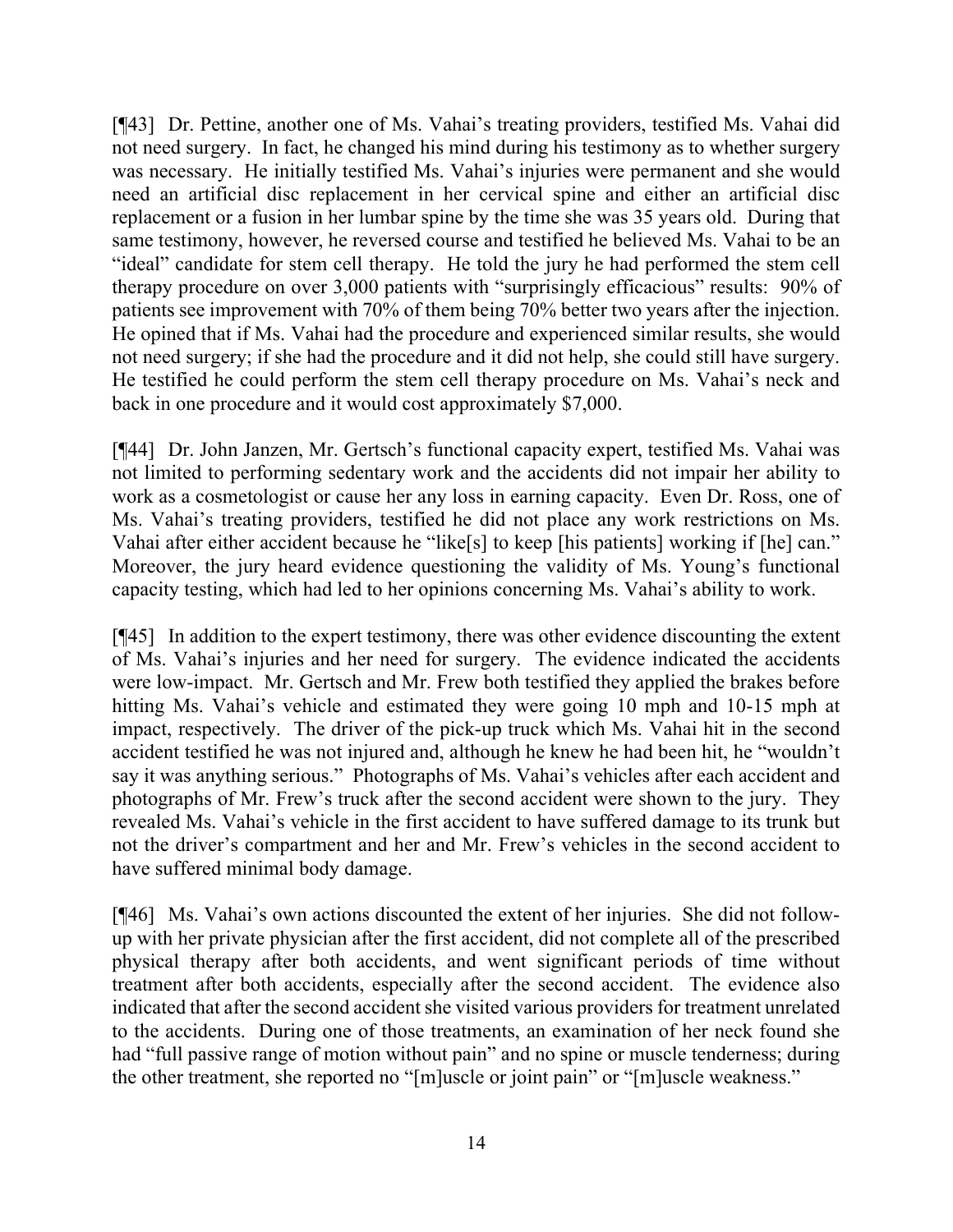[¶43] Dr. Pettine, another one of Ms. Vahai's treating providers, testified Ms. Vahai did not need surgery. In fact, he changed his mind during his testimony as to whether surgery was necessary. He initially testified Ms. Vahai's injuries were permanent and she would need an artificial disc replacement in her cervical spine and either an artificial disc replacement or a fusion in her lumbar spine by the time she was 35 years old. During that same testimony, however, he reversed course and testified he believed Ms. Vahai to be an "ideal" candidate for stem cell therapy. He told the jury he had performed the stem cell therapy procedure on over 3,000 patients with "surprisingly efficacious" results: 90% of patients see improvement with 70% of them being 70% better two years after the injection. He opined that if Ms. Vahai had the procedure and experienced similar results, she would not need surgery; if she had the procedure and it did not help, she could still have surgery. He testified he could perform the stem cell therapy procedure on Ms. Vahai's neck and back in one procedure and it would cost approximately $7,000.

[¶44] Dr. John Janzen, Mr. Gertsch's functional capacity expert, testified Ms. Vahai was not limited to performing sedentary work and the accidents did not impair her ability to work as a cosmetologist or cause her any loss in earning capacity. Even Dr. Ross, one of Ms. Vahai's treating providers, testified he did not place any work restrictions on Ms. Vahai after either accident because he "like[s] to keep [his patients] working if [he] can." Moreover, the jury heard evidence questioning the validity of Ms. Young's functional capacity testing, which had led to her opinions concerning Ms. Vahai's ability to work.

[¶45] In addition to the expert testimony, there was other evidence discounting the extent of Ms. Vahai's injuries and her need for surgery. The evidence indicated the accidents were low-impact. Mr. Gertsch and Mr. Frew both testified they applied the brakes before hitting Ms. Vahai's vehicle and estimated they were going 10 mph and 10-15 mph at impact, respectively. The driver of the pick-up truck which Ms. Vahai hit in the second accident testified he was not injured and, although he knew he had been hit, he "wouldn't say it was anything serious." Photographs of Ms. Vahai's vehicles after each accident and photographs of Mr. Frew's truck after the second accident were shown to the jury. They revealed Ms. Vahai's vehicle in the first accident to have suffered damage to its trunk but not the driver's compartment and her and Mr. Frew's vehicles in the second accident to have suffered minimal body damage.

[¶46] Ms. Vahai's own actions discounted the extent of her injuries. She did not follow-up with her private physician after the first accident, did not complete all of the prescribed physical therapy after both accidents, and went significant periods of time without treatment after both accidents, especially after the second accident. The evidence also indicated that after the second accident she visited various providers for treatment unrelated to the accidents. During one of those treatments, an examination of her neck found she had "full passive range of motion without pain" and no spine or muscle tenderness; during the other treatment, she reported no "[m]uscle or joint pain" or "[m]uscle weakness."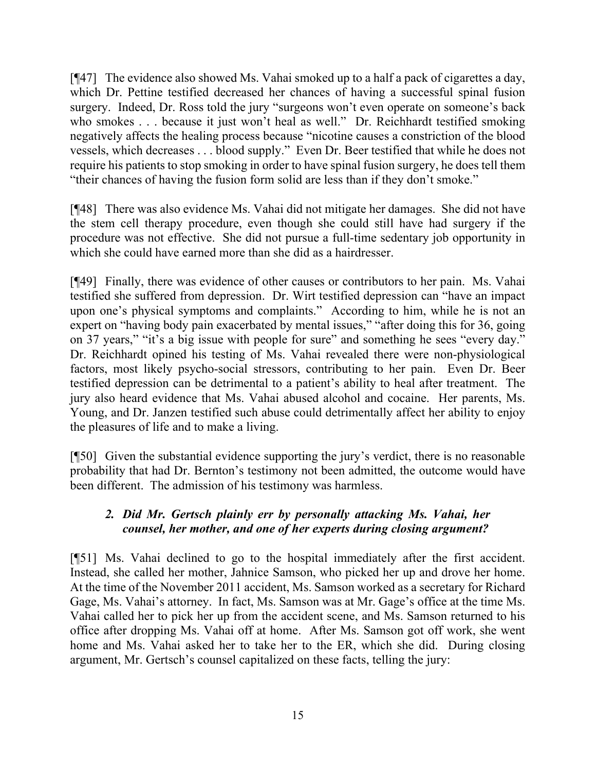[¶47] The evidence also showed Ms. Vahai smoked up to a half a pack of cigarettes a day, which Dr. Pettine testified decreased her chances of having a successful spinal fusion surgery. Indeed, Dr. Ross told the jury "surgeons won't even operate on someone's back who smokes . . . because it just won't heal as well." Dr. Reichhardt testified smoking negatively affects the healing process because "nicotine causes a constriction of the blood vessels, which decreases . . . blood supply." Even Dr. Beer testified that while he does not require his patients to stop smoking in order to have spinal fusion surgery, he does tell them "their chances of having the fusion form solid are less than if they don't smoke."

[¶48] There was also evidence Ms. Vahai did not mitigate her damages. She did not have the stem cell therapy procedure, even though she could still have had surgery if the procedure was not effective. She did not pursue a full-time sedentary job opportunity in which she could have earned more than she did as a hairdresser.

[¶49] Finally, there was evidence of other causes or contributors to her pain. Ms. Vahai testified she suffered from depression. Dr. Wirt testified depression can "have an impact upon one's physical symptoms and complaints." According to him, while he is not an expert on "having body pain exacerbated by mental issues," "after doing this for 36, going on 37 years," "it's a big issue with people for sure" and something he sees "every day." Dr. Reichhardt opined his testing of Ms. Vahai revealed there were non-physiological factors, most likely psycho-social stressors, contributing to her pain. Even Dr. Beer testified depression can be detrimental to a patient's ability to heal after treatment. The jury also heard evidence that Ms. Vahai abused alcohol and cocaine. Her parents, Ms. Young, and Dr. Janzen testified such abuse could detrimentally affect her ability to enjoy the pleasures of life and to make a living.

[¶50] Given the substantial evidence supporting the jury's verdict, there is no reasonable probability that had Dr. Bernton's testimony not been admitted, the outcome would have been different. The admission of his testimony was harmless.

### *2. Did Mr. Gertsch plainly err by personally attacking Ms. Vahai, her counsel, her mother, and one of her experts during closing argument?*

[¶51] Ms. Vahai declined to go to the hospital immediately after the first accident. Instead, she called her mother, Jahnice Samson, who picked her up and drove her home. At the time of the November 2011 accident, Ms. Samson worked as a secretary for Richard Gage, Ms. Vahai's attorney. In fact, Ms. Samson was at Mr. Gage's office at the time Ms. Vahai called her to pick her up from the accident scene, and Ms. Samson returned to his office after dropping Ms. Vahai off at home. After Ms. Samson got off work, she went home and Ms. Vahai asked her to take her to the ER, which she did. During closing argument, Mr. Gertsch's counsel capitalized on these facts, telling the jury: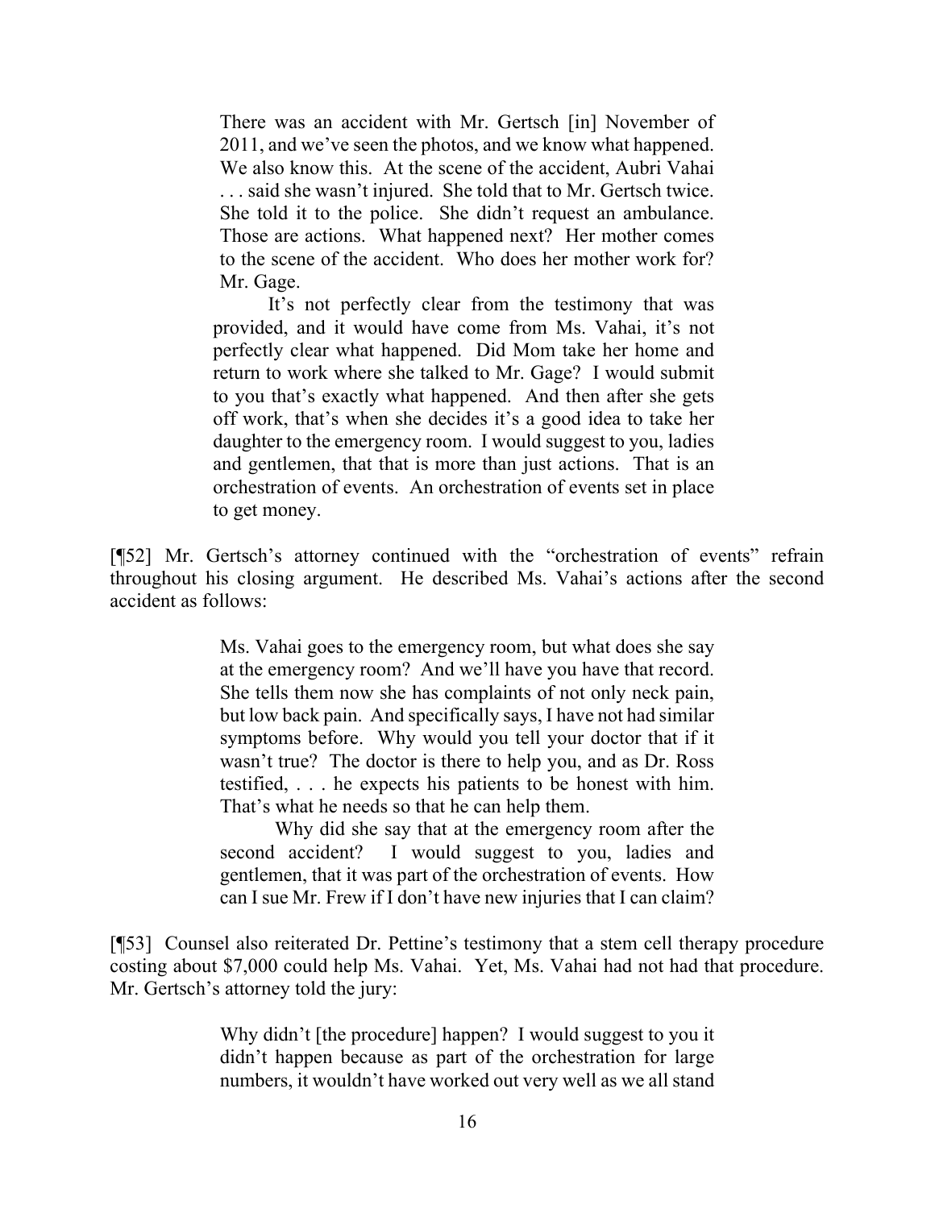> There was an accident with Mr. Gertsch [in] November of 2011, and we've seen the photos, and we know what happened. We also know this. At the scene of the accident, Aubri Vahai . . . said she wasn't injured. She told that to Mr. Gertsch twice. She told it to the police. She didn't request an ambulance. Those are actions. What happened next? Her mother comes to the scene of the accident. Who does her mother work for? Mr. Gage.
>
> It's not perfectly clear from the testimony that was provided, and it would have come from Ms. Vahai, it's not perfectly clear what happened. Did Mom take her home and return to work where she talked to Mr. Gage? I would submit to you that's exactly what happened. And then after she gets off work, that's when she decides it's a good idea to take her daughter to the emergency room. I would suggest to you, ladies and gentlemen, that that is more than just actions. That is an orchestration of events. An orchestration of events set in place to get money.

[¶52] Mr. Gertsch's attorney continued with the "orchestration of events" refrain throughout his closing argument. He described Ms. Vahai's actions after the second accident as follows:

> Ms. Vahai goes to the emergency room, but what does she say at the emergency room? And we'll have you have that record. She tells them now she has complaints of not only neck pain, but low back pain. And specifically says, I have not had similar symptoms before. Why would you tell your doctor that if it wasn't true? The doctor is there to help you, and as Dr. Ross testified, . . . he expects his patients to be honest with him. That's what he needs so that he can help them.
>
> Why did she say that at the emergency room after the second accident? I would suggest to you, ladies and gentlemen, that it was part of the orchestration of events. How can I sue Mr. Frew if I don't have new injuries that I can claim?

[¶53] Counsel also reiterated Dr. Pettine's testimony that a stem cell therapy procedure costing about $7,000 could help Ms. Vahai. Yet, Ms. Vahai had not had that procedure. Mr. Gertsch's attorney told the jury:

> Why didn't [the procedure] happen? I would suggest to you it didn't happen because as part of the orchestration for large numbers, it wouldn't have worked out very well as we all stand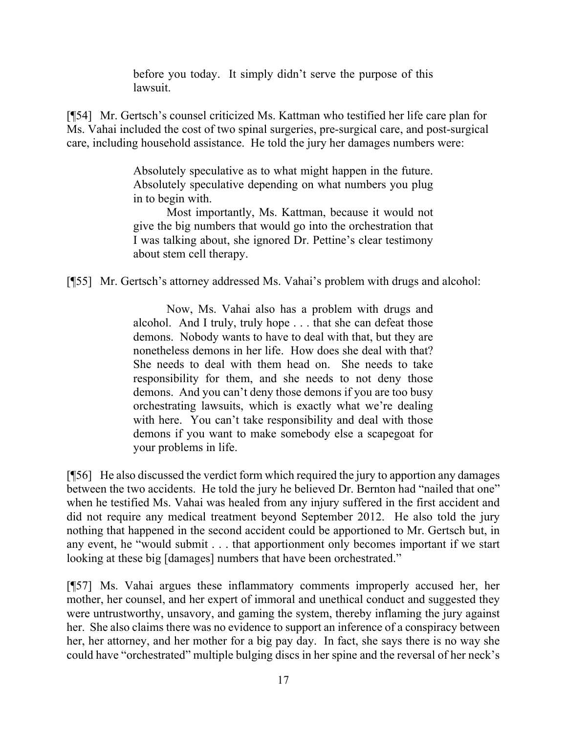> before you today. It simply didn't serve the purpose of this lawsuit.

[¶54] Mr. Gertsch's counsel criticized Ms. Kattman who testified her life care plan for Ms. Vahai included the cost of two spinal surgeries, pre-surgical care, and post-surgical care, including household assistance. He told the jury her damages numbers were:

> Absolutely speculative as to what might happen in the future. Absolutely speculative depending on what numbers you plug in to begin with.
>
> Most importantly, Ms. Kattman, because it would not give the big numbers that would go into the orchestration that I was talking about, she ignored Dr. Pettine's clear testimony about stem cell therapy.

[¶55] Mr. Gertsch's attorney addressed Ms. Vahai's problem with drugs and alcohol:

> Now, Ms. Vahai also has a problem with drugs and alcohol. And I truly, truly hope . . . that she can defeat those demons. Nobody wants to have to deal with that, but they are nonetheless demons in her life. How does she deal with that? She needs to deal with them head on. She needs to take responsibility for them, and she needs to not deny those demons. And you can't deny those demons if you are too busy orchestrating lawsuits, which is exactly what we're dealing with here. You can't take responsibility and deal with those demons if you want to make somebody else a scapegoat for your problems in life.

[¶56] He also discussed the verdict form which required the jury to apportion any damages between the two accidents. He told the jury he believed Dr. Bernton had "nailed that one" when he testified Ms. Vahai was healed from any injury suffered in the first accident and did not require any medical treatment beyond September 2012. He also told the jury nothing that happened in the second accident could be apportioned to Mr. Gertsch but, in any event, he "would submit . . . that apportionment only becomes important if we start looking at these big [damages] numbers that have been orchestrated."

[¶57] Ms. Vahai argues these inflammatory comments improperly accused her, her mother, her counsel, and her expert of immoral and unethical conduct and suggested they were untrustworthy, unsavory, and gaming the system, thereby inflaming the jury against her. She also claims there was no evidence to support an inference of a conspiracy between her, her attorney, and her mother for a big pay day. In fact, she says there is no way she could have "orchestrated" multiple bulging discs in her spine and the reversal of her neck's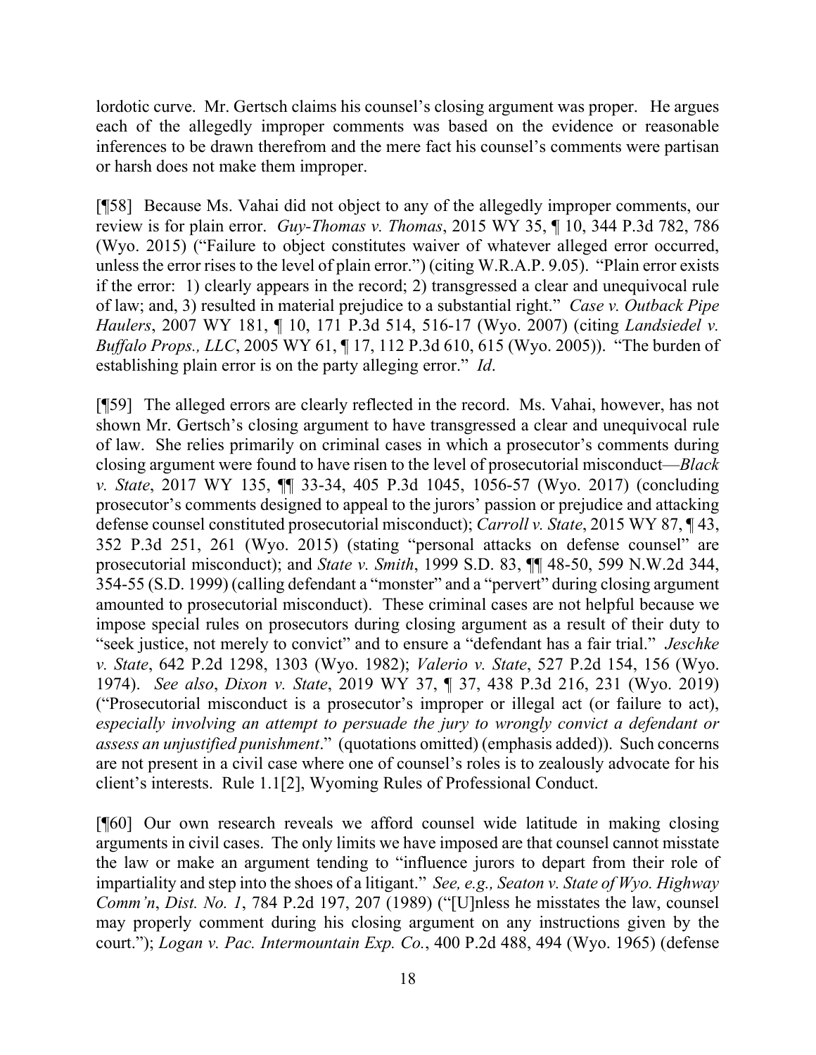lordotic curve. Mr. Gertsch claims his counsel's closing argument was proper. He argues each of the allegedly improper comments was based on the evidence or reasonable inferences to be drawn therefrom and the mere fact his counsel's comments were partisan or harsh does not make them improper.

[¶58] Because Ms. Vahai did not object to any of the allegedly improper comments, our review is for plain error. *Guy-Thomas v. Thomas*, 2015 WY 35, ¶ 10, 344 P.3d 782, 786 (Wyo. 2015) ("Failure to object constitutes waiver of whatever alleged error occurred, unless the error rises to the level of plain error.") (citing W.R.A.P. 9.05). "Plain error exists if the error: 1) clearly appears in the record; 2) transgressed a clear and unequivocal rule of law; and, 3) resulted in material prejudice to a substantial right." *Case v. Outback Pipe Haulers*, 2007 WY 181, ¶ 10, 171 P.3d 514, 516-17 (Wyo. 2007) (citing *Landsiedel v. Buffalo Props., LLC*, 2005 WY 61, ¶ 17, 112 P.3d 610, 615 (Wyo. 2005)). "The burden of establishing plain error is on the party alleging error." *Id*.

[¶59] The alleged errors are clearly reflected in the record. Ms. Vahai, however, has not shown Mr. Gertsch's closing argument to have transgressed a clear and unequivocal rule of law. She relies primarily on criminal cases in which a prosecutor's comments during closing argument were found to have risen to the level of prosecutorial misconduct—*Black v. State*, 2017 WY 135, ¶¶ 33-34, 405 P.3d 1045, 1056-57 (Wyo. 2017) (concluding prosecutor's comments designed to appeal to the jurors' passion or prejudice and attacking defense counsel constituted prosecutorial misconduct); *Carroll v. State*, 2015 WY 87, ¶ 43, 352 P.3d 251, 261 (Wyo. 2015) (stating "personal attacks on defense counsel" are prosecutorial misconduct); and *State v. Smith*, 1999 S.D. 83, ¶¶ 48-50, 599 N.W.2d 344, 354-55 (S.D. 1999) (calling defendant a "monster" and a "pervert" during closing argument amounted to prosecutorial misconduct). These criminal cases are not helpful because we impose special rules on prosecutors during closing argument as a result of their duty to "seek justice, not merely to convict" and to ensure a "defendant has a fair trial." *Jeschke v. State*, 642 P.2d 1298, 1303 (Wyo. 1982); *Valerio v. State*, 527 P.2d 154, 156 (Wyo. 1974). *See also*, *Dixon v. State*, 2019 WY 37, ¶ 37, 438 P.3d 216, 231 (Wyo. 2019) ("Prosecutorial misconduct is a prosecutor's improper or illegal act (or failure to act), *especially involving an attempt to persuade the jury to wrongly convict a defendant or assess an unjustified punishment*." (quotations omitted) (emphasis added)). Such concerns are not present in a civil case where one of counsel's roles is to zealously advocate for his client's interests. Rule 1.1[2], Wyoming Rules of Professional Conduct.

[¶60] Our own research reveals we afford counsel wide latitude in making closing arguments in civil cases. The only limits we have imposed are that counsel cannot misstate the law or make an argument tending to "influence jurors to depart from their role of impartiality and step into the shoes of a litigant." *See, e.g., Seaton v. State of Wyo. Highway Comm'n*, *Dist. No. 1*, 784 P.2d 197, 207 (1989) ("[U]nless he misstates the law, counsel may properly comment during his closing argument on any instructions given by the court."); *Logan v. Pac. Intermountain Exp. Co.*, 400 P.2d 488, 494 (Wyo. 1965) (defense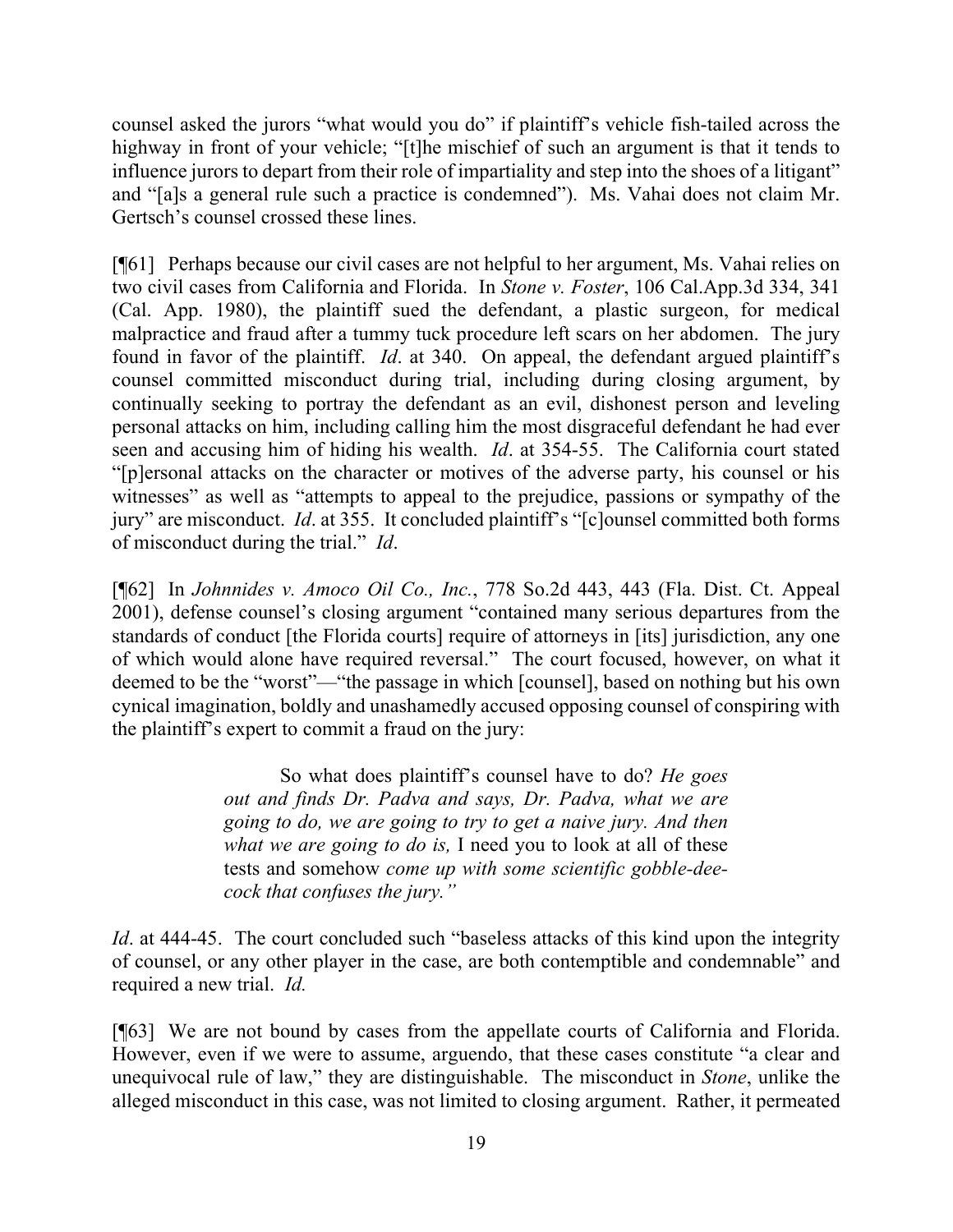counsel asked the jurors "what would you do" if plaintiff's vehicle fish-tailed across the highway in front of your vehicle; "[t]he mischief of such an argument is that it tends to influence jurors to depart from their role of impartiality and step into the shoes of a litigant" and "[a]s a general rule such a practice is condemned"). Ms. Vahai does not claim Mr. Gertsch's counsel crossed these lines.

[¶61] Perhaps because our civil cases are not helpful to her argument, Ms. Vahai relies on two civil cases from California and Florida. In *Stone v. Foster*, 106 Cal.App.3d 334, 341 (Cal. App. 1980), the plaintiff sued the defendant, a plastic surgeon, for medical malpractice and fraud after a tummy tuck procedure left scars on her abdomen. The jury found in favor of the plaintiff. *Id*. at 340. On appeal, the defendant argued plaintiff's counsel committed misconduct during trial, including during closing argument, by continually seeking to portray the defendant as an evil, dishonest person and leveling personal attacks on him, including calling him the most disgraceful defendant he had ever seen and accusing him of hiding his wealth. *Id*. at 354-55. The California court stated "[p]ersonal attacks on the character or motives of the adverse party, his counsel or his witnesses" as well as "attempts to appeal to the prejudice, passions or sympathy of the jury" are misconduct. *Id*. at 355. It concluded plaintiff's "[c]ounsel committed both forms of misconduct during the trial." *Id*.

[¶62] In *Johnnides v. Amoco Oil Co., Inc.*, 778 So.2d 443, 443 (Fla. Dist. Ct. Appeal 2001), defense counsel's closing argument "contained many serious departures from the standards of conduct [the Florida courts] require of attorneys in [its] jurisdiction, any one of which would alone have required reversal." The court focused, however, on what it deemed to be the "worst"—"the passage in which [counsel], based on nothing but his own cynical imagination, boldly and unashamedly accused opposing counsel of conspiring with the plaintiff's expert to commit a fraud on the jury:

> So what does plaintiff's counsel have to do? *He goes out and finds Dr. Padva and says, Dr. Padva, what we are going to do, we are going to try to get a naive jury. And then what we are going to do is,* I need you to look at all of these tests and somehow *come up with some scientific gobble-dee-cock that confuses the jury."*

*Id*. at 444-45. The court concluded such "baseless attacks of this kind upon the integrity of counsel, or any other player in the case, are both contemptible and condemnable" and required a new trial. *Id.*

[¶63] We are not bound by cases from the appellate courts of California and Florida. However, even if we were to assume, arguendo, that these cases constitute "a clear and unequivocal rule of law," they are distinguishable. The misconduct in *Stone*, unlike the alleged misconduct in this case, was not limited to closing argument. Rather, it permeated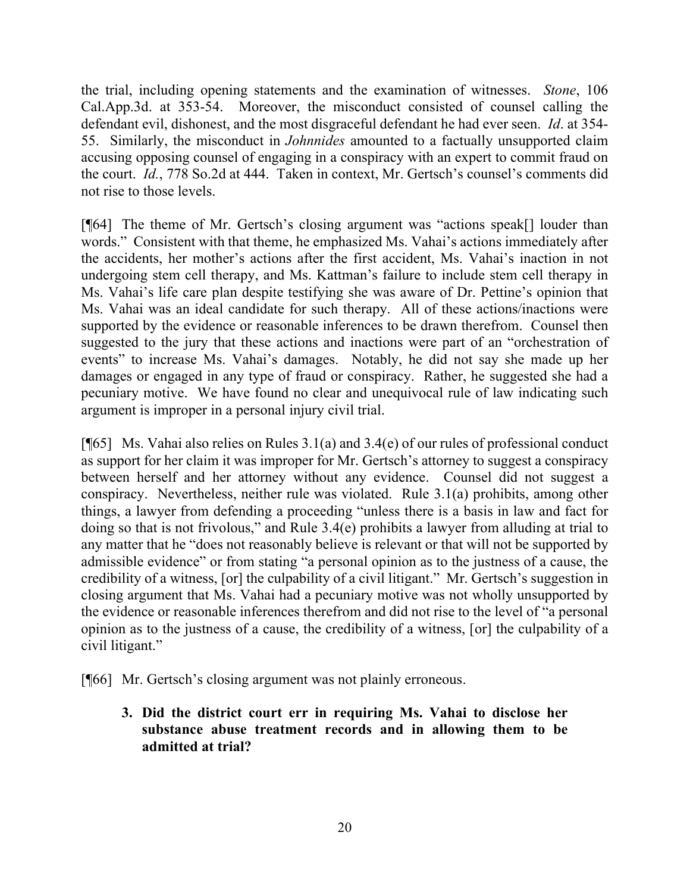the trial, including opening statements and the examination of witnesses. *Stone*, 106 Cal.App.3d. at 353-54. Moreover, the misconduct consisted of counsel calling the defendant evil, dishonest, and the most disgraceful defendant he had ever seen. *Id*. at 354-55. Similarly, the misconduct in *Johnnides* amounted to a factually unsupported claim accusing opposing counsel of engaging in a conspiracy with an expert to commit fraud on the court. *Id.*, 778 So.2d at 444. Taken in context, Mr. Gertsch's counsel's comments did not rise to those levels.

[¶64] The theme of Mr. Gertsch's closing argument was "actions speak[] louder than words." Consistent with that theme, he emphasized Ms. Vahai's actions immediately after the accidents, her mother's actions after the first accident, Ms. Vahai's inaction in not undergoing stem cell therapy, and Ms. Kattman's failure to include stem cell therapy in Ms. Vahai's life care plan despite testifying she was aware of Dr. Pettine's opinion that Ms. Vahai was an ideal candidate for such therapy. All of these actions/inactions were supported by the evidence or reasonable inferences to be drawn therefrom. Counsel then suggested to the jury that these actions and inactions were part of an "orchestration of events" to increase Ms. Vahai's damages. Notably, he did not say she made up her damages or engaged in any type of fraud or conspiracy. Rather, he suggested she had a pecuniary motive. We have found no clear and unequivocal rule of law indicating such argument is improper in a personal injury civil trial.

[¶65] Ms. Vahai also relies on Rules 3.1(a) and 3.4(e) of our rules of professional conduct as support for her claim it was improper for Mr. Gertsch's attorney to suggest a conspiracy between herself and her attorney without any evidence. Counsel did not suggest a conspiracy. Nevertheless, neither rule was violated. Rule 3.1(a) prohibits, among other things, a lawyer from defending a proceeding "unless there is a basis in law and fact for doing so that is not frivolous," and Rule 3.4(e) prohibits a lawyer from alluding at trial to any matter that he "does not reasonably believe is relevant or that will not be supported by admissible evidence" or from stating "a personal opinion as to the justness of a cause, the credibility of a witness, [or] the culpability of a civil litigant." Mr. Gertsch's suggestion in closing argument that Ms. Vahai had a pecuniary motive was not wholly unsupported by the evidence or reasonable inferences therefrom and did not rise to the level of "a personal opinion as to the justness of a cause, the credibility of a witness, [or] the culpability of a civil litigant."

[¶66] Mr. Gertsch's closing argument was not plainly erroneous.

**3. Did the district court err in requiring Ms. Vahai to disclose her substance abuse treatment records and in allowing them to be admitted at trial?**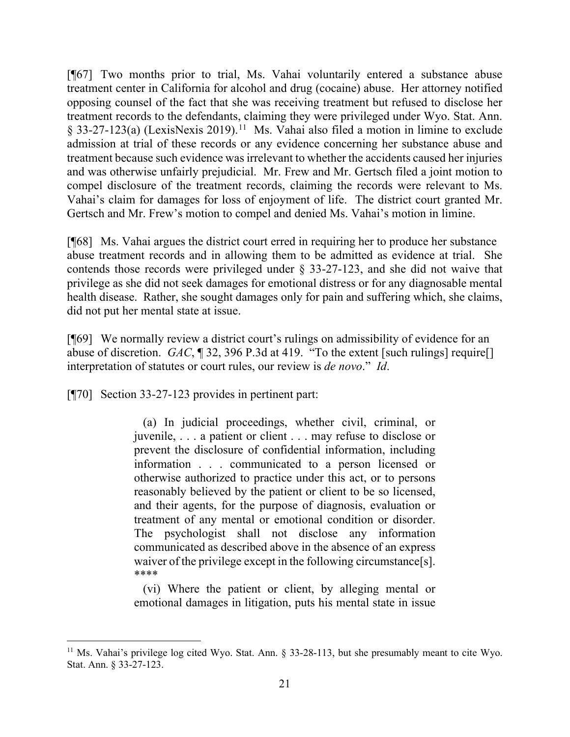[¶67] Two months prior to trial, Ms. Vahai voluntarily entered a substance abuse treatment center in California for alcohol and drug (cocaine) abuse. Her attorney notified opposing counsel of the fact that she was receiving treatment but refused to disclose her treatment records to the defendants, claiming they were privileged under Wyo. Stat. Ann. § 33-27-123(a) (LexisNexis 2019).[11] Ms. Vahai also filed a motion in limine to exclude admission at trial of these records or any evidence concerning her substance abuse and treatment because such evidence was irrelevant to whether the accidents caused her injuries and was otherwise unfairly prejudicial. Mr. Frew and Mr. Gertsch filed a joint motion to compel disclosure of the treatment records, claiming the records were relevant to Ms. Vahai's claim for damages for loss of enjoyment of life. The district court granted Mr. Gertsch and Mr. Frew's motion to compel and denied Ms. Vahai's motion in limine.

[¶68] Ms. Vahai argues the district court erred in requiring her to produce her substance abuse treatment records and in allowing them to be admitted as evidence at trial. She contends those records were privileged under § 33-27-123, and she did not waive that privilege as she did not seek damages for emotional distress or for any diagnosable mental health disease. Rather, she sought damages only for pain and suffering which, she claims, did not put her mental state at issue.

[¶69] We normally review a district court's rulings on admissibility of evidence for an abuse of discretion. *GAC*, ¶ 32, 396 P.3d at 419. "To the extent [such rulings] require[] interpretation of statutes or court rules, our review is *de novo*." *Id*.

[¶70] Section 33-27-123 provides in pertinent part:

> (a) In judicial proceedings, whether civil, criminal, or juvenile, . . . a patient or client . . . may refuse to disclose or prevent the disclosure of confidential information, including information . . . communicated to a person licensed or otherwise authorized to practice under this act, or to persons reasonably believed by the patient or client to be so licensed, and their agents, for the purpose of diagnosis, evaluation or treatment of any mental or emotional condition or disorder. The psychologist shall not disclose any information communicated as described above in the absence of an express waiver of the privilege except in the following circumstance[s].
> ****
> (vi) Where the patient or client, by alleging mental or emotional damages in litigation, puts his mental state in issue

---

[11] Ms. Vahai's privilege log cited Wyo. Stat. Ann. § 33-28-113, but she presumably meant to cite Wyo. Stat. Ann. § 33-27-123.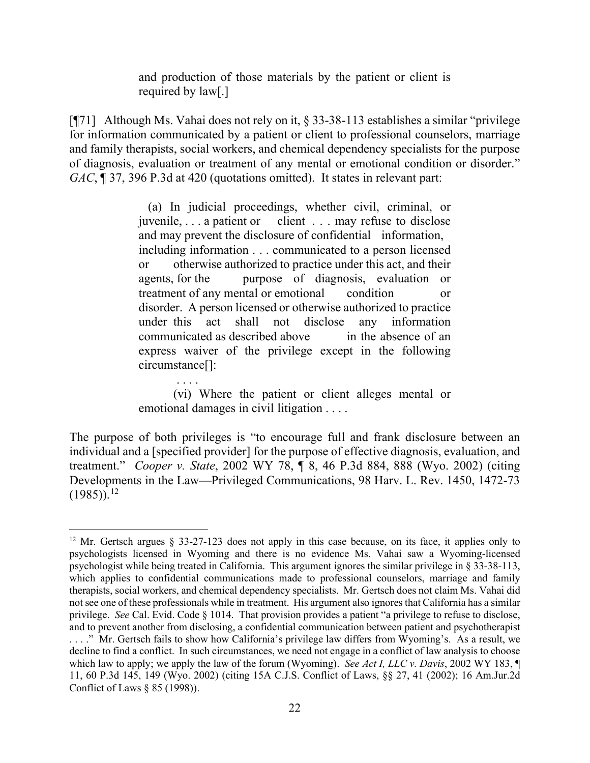> and production of those materials by the patient or client is required by law[.]

[¶71] Although Ms. Vahai does not rely on it, § 33-38-113 establishes a similar "privilege for information communicated by a patient or client to professional counselors, marriage and family therapists, social workers, and chemical dependency specialists for the purpose of diagnosis, evaluation or treatment of any mental or emotional condition or disorder." *GAC*, ¶ 37, 396 P.3d at 420 (quotations omitted). It states in relevant part:

> (a) In judicial proceedings, whether civil, criminal, or juvenile, . . . a patient or client . . . may refuse to disclose and may prevent the disclosure of confidential information, including information . . . communicated to a person licensed or otherwise authorized to practice under this act, and their agents, for the purpose of diagnosis, evaluation or treatment of any mental or emotional condition or disorder. A person licensed or otherwise authorized to practice under this act shall not disclose any information communicated as described above in the absence of an express waiver of the privilege except in the following circumstance[]:
>
> . . . .
>
> (vi) Where the patient or client alleges mental or emotional damages in civil litigation . . . .

The purpose of both privileges is "to encourage full and frank disclosure between an individual and a [specified provider] for the purpose of effective diagnosis, evaluation, and treatment." *Cooper v. State*, 2002 WY 78, ¶ 8, 46 P.3d 884, 888 (Wyo. 2002) (citing Developments in the Law—Privileged Communications, 98 Harv. L. Rev. 1450, 1472-73 (1985)).[12]

---

[12] Mr. Gertsch argues § 33-27-123 does not apply in this case because, on its face, it applies only to psychologists licensed in Wyoming and there is no evidence Ms. Vahai saw a Wyoming-licensed psychologist while being treated in California. This argument ignores the similar privilege in § 33-38-113, which applies to confidential communications made to professional counselors, marriage and family therapists, social workers, and chemical dependency specialists. Mr. Gertsch does not claim Ms. Vahai did not see one of these professionals while in treatment. His argument also ignores that California has a similar privilege. *See* Cal. Evid. Code § 1014. That provision provides a patient "a privilege to refuse to disclose, and to prevent another from disclosing, a confidential communication between patient and psychotherapist . . . ." Mr. Gertsch fails to show how California's privilege law differs from Wyoming's. As a result, we decline to find a conflict. In such circumstances, we need not engage in a conflict of law analysis to choose which law to apply; we apply the law of the forum (Wyoming). *See Act I, LLC v. Davis*, 2002 WY 183, ¶ 11, 60 P.3d 145, 149 (Wyo. 2002) (citing 15A C.J.S. Conflict of Laws, §§ 27, 41 (2002); 16 Am.Jur.2d Conflict of Laws § 85 (1998)).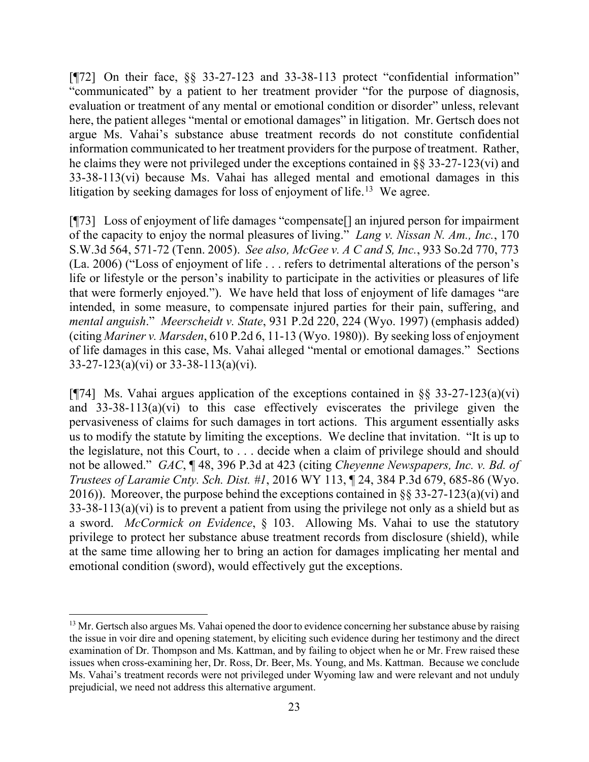[¶72] On their face, §§ 33-27-123 and 33-38-113 protect "confidential information" "communicated" by a patient to her treatment provider "for the purpose of diagnosis, evaluation or treatment of any mental or emotional condition or disorder" unless, relevant here, the patient alleges "mental or emotional damages" in litigation. Mr. Gertsch does not argue Ms. Vahai's substance abuse treatment records do not constitute confidential information communicated to her treatment providers for the purpose of treatment. Rather, he claims they were not privileged under the exceptions contained in §§ 33-27-123(vi) and 33-38-113(vi) because Ms. Vahai has alleged mental and emotional damages in this litigation by seeking damages for loss of enjoyment of life.[13] We agree.

[¶73] Loss of enjoyment of life damages "compensate[] an injured person for impairment of the capacity to enjoy the normal pleasures of living." *Lang v. Nissan N. Am., Inc.*, 170 S.W.3d 564, 571-72 (Tenn. 2005). *See also, McGee v. A C and S, Inc.*, 933 So.2d 770, 773 (La. 2006) ("Loss of enjoyment of life . . . refers to detrimental alterations of the person's life or lifestyle or the person's inability to participate in the activities or pleasures of life that were formerly enjoyed."). We have held that loss of enjoyment of life damages "are intended, in some measure, to compensate injured parties for their pain, suffering, and *mental anguish*." *Meerscheidt v. State*, 931 P.2d 220, 224 (Wyo. 1997) (emphasis added) (citing *Mariner v. Marsden*, 610 P.2d 6, 11-13 (Wyo. 1980)). By seeking loss of enjoyment of life damages in this case, Ms. Vahai alleged "mental or emotional damages." Sections 33-27-123(a)(vi) or 33-38-113(a)(vi).

[¶74] Ms. Vahai argues application of the exceptions contained in §§ 33-27-123(a)(vi) and 33-38-113(a)(vi) to this case effectively eviscerates the privilege given the pervasiveness of claims for such damages in tort actions. This argument essentially asks us to modify the statute by limiting the exceptions. We decline that invitation. "It is up to the legislature, not this Court, to . . . decide when a claim of privilege should and should not be allowed." *GAC*, ¶ 48, 396 P.3d at 423 (citing *Cheyenne Newspapers, Inc. v. Bd. of Trustees of Laramie Cnty. Sch. Dist. #1*, 2016 WY 113, ¶ 24, 384 P.3d 679, 685-86 (Wyo. 2016)). Moreover, the purpose behind the exceptions contained in §§ 33-27-123(a)(vi) and 33-38-113(a)(vi) is to prevent a patient from using the privilege not only as a shield but as a sword. *McCormick on Evidence*, § 103. Allowing Ms. Vahai to use the statutory privilege to protect her substance abuse treatment records from disclosure (shield), while at the same time allowing her to bring an action for damages implicating her mental and emotional condition (sword), would effectively gut the exceptions.

---

[13] Mr. Gertsch also argues Ms. Vahai opened the door to evidence concerning her substance abuse by raising the issue in voir dire and opening statement, by eliciting such evidence during her testimony and the direct examination of Dr. Thompson and Ms. Kattman, and by failing to object when he or Mr. Frew raised these issues when cross-examining her, Dr. Ross, Dr. Beer, Ms. Young, and Ms. Kattman. Because we conclude Ms. Vahai's treatment records were not privileged under Wyoming law and were relevant and not unduly prejudicial, we need not address this alternative argument.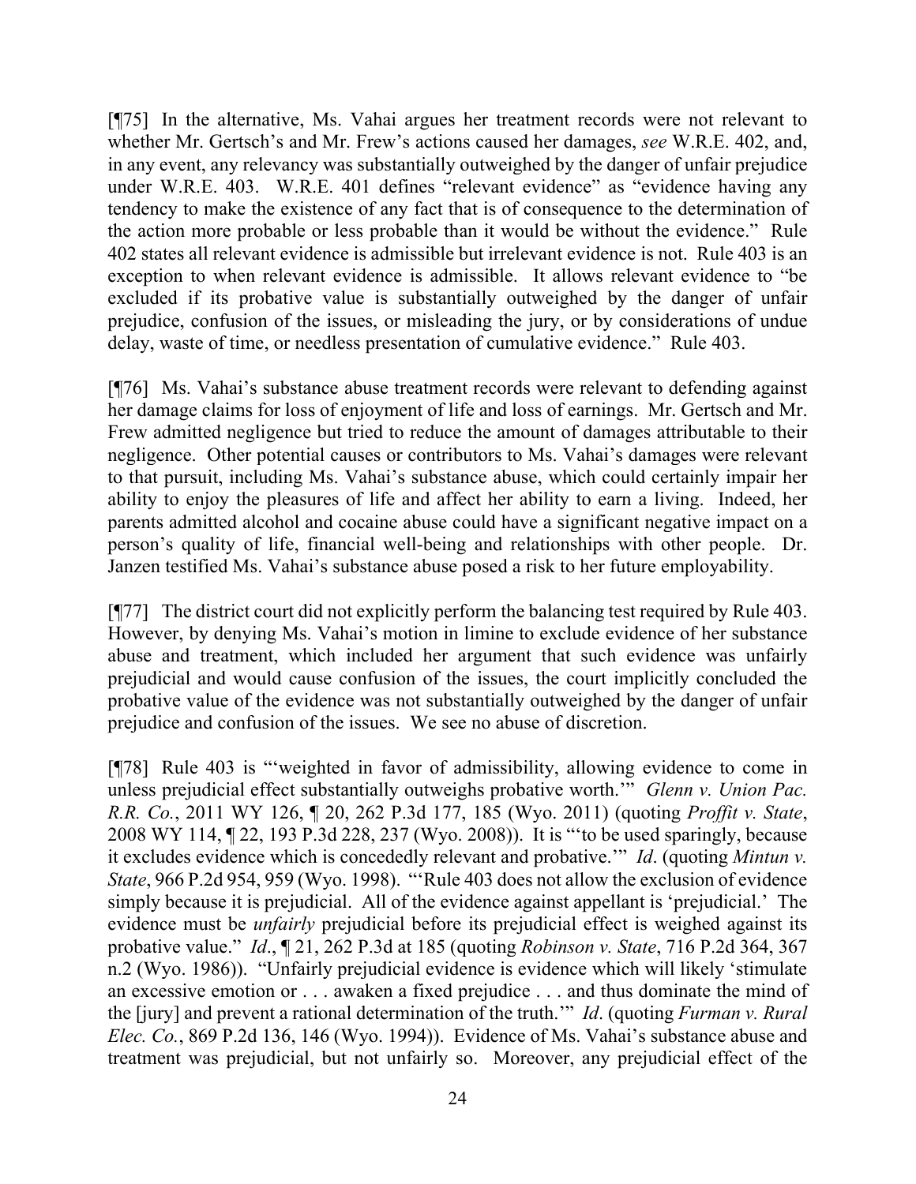[¶75] In the alternative, Ms. Vahai argues her treatment records were not relevant to whether Mr. Gertsch's and Mr. Frew's actions caused her damages, *see* W.R.E. 402, and, in any event, any relevancy was substantially outweighed by the danger of unfair prejudice under W.R.E. 403. W.R.E. 401 defines "relevant evidence" as "evidence having any tendency to make the existence of any fact that is of consequence to the determination of the action more probable or less probable than it would be without the evidence." Rule 402 states all relevant evidence is admissible but irrelevant evidence is not. Rule 403 is an exception to when relevant evidence is admissible. It allows relevant evidence to "be excluded if its probative value is substantially outweighed by the danger of unfair prejudice, confusion of the issues, or misleading the jury, or by considerations of undue delay, waste of time, or needless presentation of cumulative evidence." Rule 403.

[¶76] Ms. Vahai's substance abuse treatment records were relevant to defending against her damage claims for loss of enjoyment of life and loss of earnings. Mr. Gertsch and Mr. Frew admitted negligence but tried to reduce the amount of damages attributable to their negligence. Other potential causes or contributors to Ms. Vahai's damages were relevant to that pursuit, including Ms. Vahai's substance abuse, which could certainly impair her ability to enjoy the pleasures of life and affect her ability to earn a living. Indeed, her parents admitted alcohol and cocaine abuse could have a significant negative impact on a person's quality of life, financial well-being and relationships with other people. Dr. Janzen testified Ms. Vahai's substance abuse posed a risk to her future employability.

[¶77] The district court did not explicitly perform the balancing test required by Rule 403. However, by denying Ms. Vahai's motion in limine to exclude evidence of her substance abuse and treatment, which included her argument that such evidence was unfairly prejudicial and would cause confusion of the issues, the court implicitly concluded the probative value of the evidence was not substantially outweighed by the danger of unfair prejudice and confusion of the issues. We see no abuse of discretion.

[¶78] Rule 403 is "'weighted in favor of admissibility, allowing evidence to come in unless prejudicial effect substantially outweighs probative worth.'" *Glenn v. Union Pac. R.R. Co.*, 2011 WY 126, ¶ 20, 262 P.3d 177, 185 (Wyo. 2011) (quoting *Proffit v. State*, 2008 WY 114, ¶ 22, 193 P.3d 228, 237 (Wyo. 2008)). It is "'to be used sparingly, because it excludes evidence which is concededly relevant and probative.'" *Id*. (quoting *Mintun v. State*, 966 P.2d 954, 959 (Wyo. 1998). "'Rule 403 does not allow the exclusion of evidence simply because it is prejudicial. All of the evidence against appellant is 'prejudicial.' The evidence must be *unfairly* prejudicial before its prejudicial effect is weighed against its probative value." *Id*., ¶ 21, 262 P.3d at 185 (quoting *Robinson v. State*, 716 P.2d 364, 367 n.2 (Wyo. 1986)). "Unfairly prejudicial evidence is evidence which will likely 'stimulate an excessive emotion or . . . awaken a fixed prejudice . . . and thus dominate the mind of the [jury] and prevent a rational determination of the truth.'" *Id*. (quoting *Furman v. Rural Elec. Co.*, 869 P.2d 136, 146 (Wyo. 1994)). Evidence of Ms. Vahai's substance abuse and treatment was prejudicial, but not unfairly so. Moreover, any prejudicial effect of the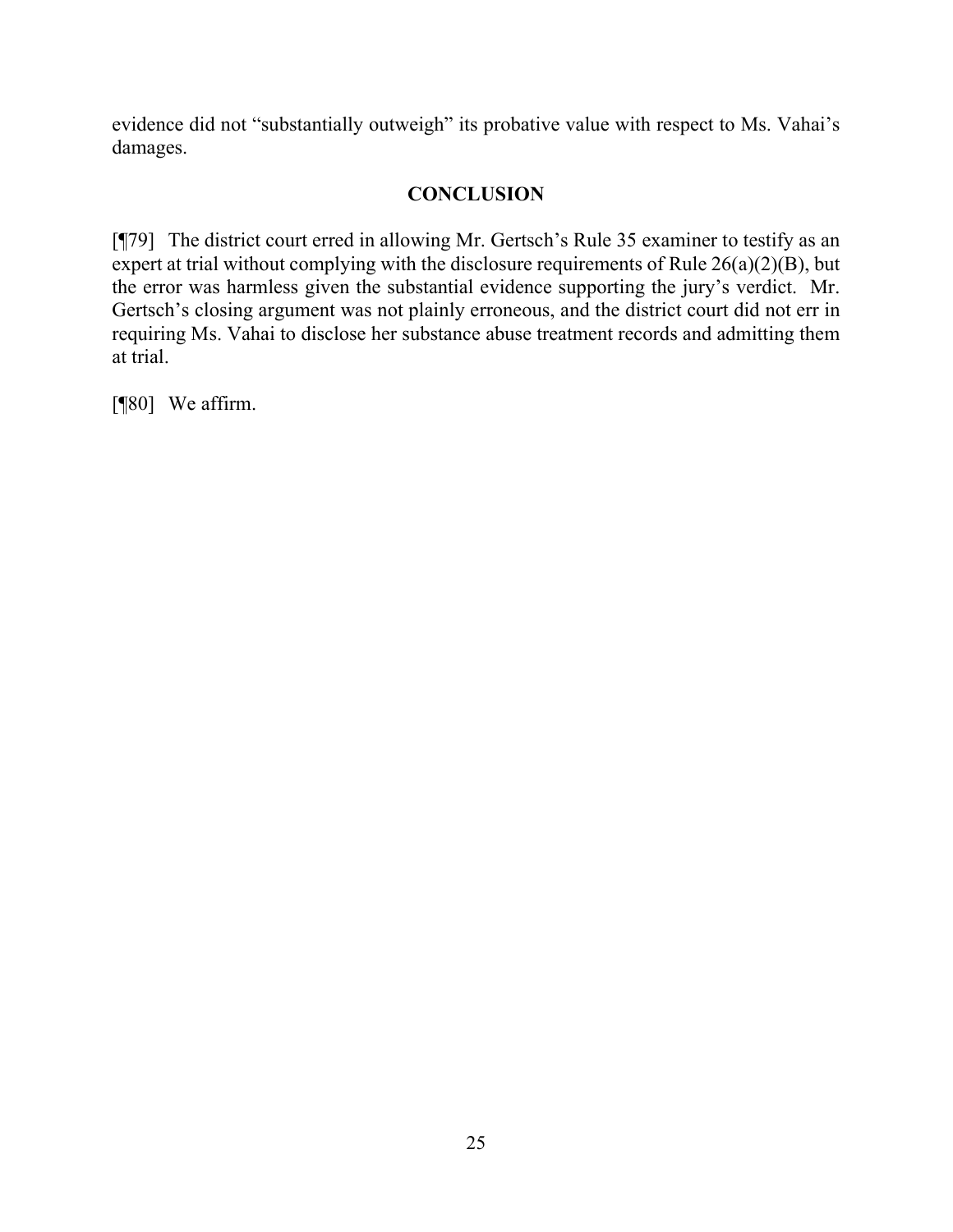evidence did not "substantially outweigh" its probative value with respect to Ms. Vahai's damages.

## CONCLUSION

[¶79] The district court erred in allowing Mr. Gertsch's Rule 35 examiner to testify as an expert at trial without complying with the disclosure requirements of Rule 26(a)(2)(B), but the error was harmless given the substantial evidence supporting the jury's verdict. Mr. Gertsch's closing argument was not plainly erroneous, and the district court did not err in requiring Ms. Vahai to disclose her substance abuse treatment records and admitting them at trial.

[¶80] We affirm.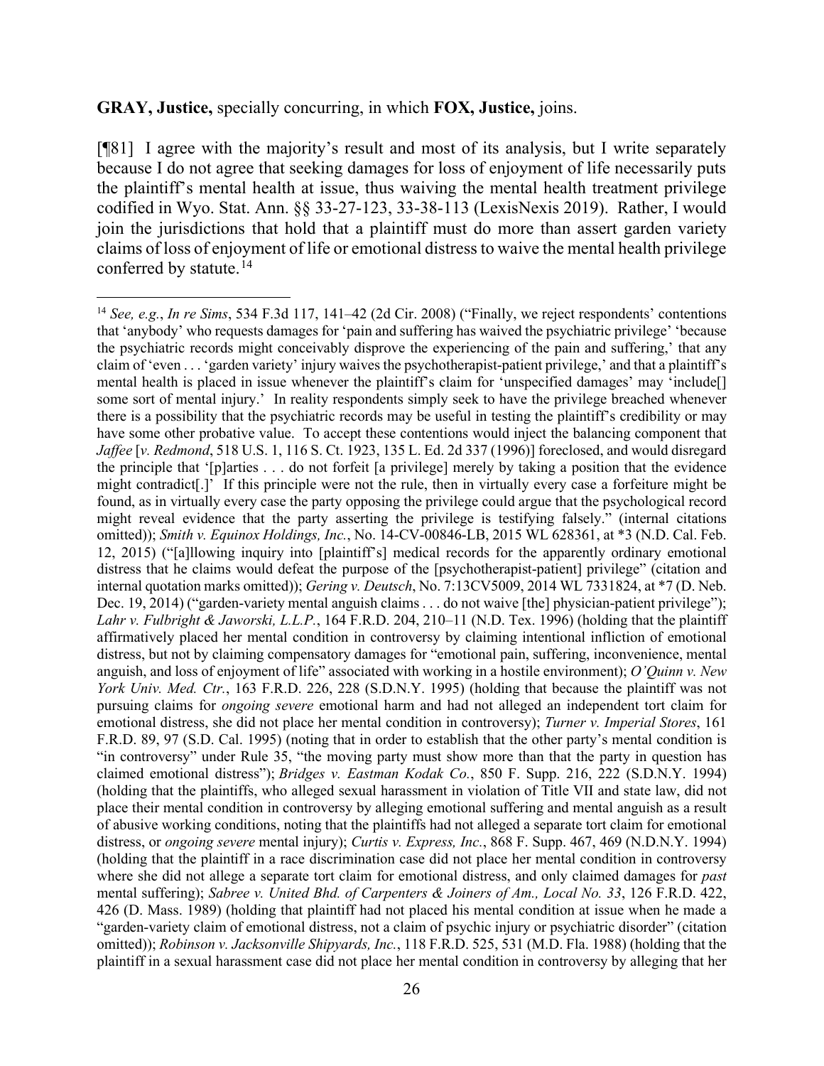**GRAY, Justice,** specially concurring, in which **FOX, Justice,** joins.

[¶81] I agree with the majority's result and most of its analysis, but I write separately because I do not agree that seeking damages for loss of enjoyment of life necessarily puts the plaintiff's mental health at issue, thus waiving the mental health treatment privilege codified in Wyo. Stat. Ann. §§ 33-27-123, 33-38-113 (LexisNexis 2019). Rather, I would join the jurisdictions that hold that a plaintiff must do more than assert garden variety claims of loss of enjoyment of life or emotional distress to waive the mental health privilege conferred by statute.[14]

---

[14] *See, e.g.*, *In re Sims*, 534 F.3d 117, 141–42 (2d Cir. 2008) ("Finally, we reject respondents' contentions that 'anybody' who requests damages for 'pain and suffering has waived the psychiatric privilege' 'because the psychiatric records might conceivably disprove the experiencing of the pain and suffering,' that any claim of 'even . . . 'garden variety' injury waives the psychotherapist-patient privilege,' and that a plaintiff's mental health is placed in issue whenever the plaintiff's claim for 'unspecified damages' may 'include[] some sort of mental injury.' In reality respondents simply seek to have the privilege breached whenever there is a possibility that the psychiatric records may be useful in testing the plaintiff's credibility or may have some other probative value. To accept these contentions would inject the balancing component that *Jaffee* [*v. Redmond*, 518 U.S. 1, 116 S. Ct. 1923, 135 L. Ed. 2d 337 (1996)] foreclosed, and would disregard the principle that '[p]arties . . . do not forfeit [a privilege] merely by taking a position that the evidence might contradict[.]' If this principle were not the rule, then in virtually every case a forfeiture might be found, as in virtually every case the party opposing the privilege could argue that the psychological record might reveal evidence that the party asserting the privilege is testifying falsely." (internal citations omitted)); *Smith v. Equinox Holdings, Inc.*, No. 14-CV-00846-LB, 2015 WL 628361, at \*3 (N.D. Cal. Feb. 12, 2015) ("[a]llowing inquiry into [plaintiff's] medical records for the apparently ordinary emotional distress that he claims would defeat the purpose of the [psychotherapist-patient] privilege" (citation and internal quotation marks omitted)); *Gering v. Deutsch*, No. 7:13CV5009, 2014 WL 7331824, at \*7 (D. Neb. Dec. 19, 2014) ("garden-variety mental anguish claims . . . do not waive [the] physician-patient privilege"); *Lahr v. Fulbright & Jaworski, L.L.P.*, 164 F.R.D. 204, 210–11 (N.D. Tex. 1996) (holding that the plaintiff affirmatively placed her mental condition in controversy by claiming intentional infliction of emotional distress, but not by claiming compensatory damages for "emotional pain, suffering, inconvenience, mental anguish, and loss of enjoyment of life" associated with working in a hostile environment); *O'Quinn v. New York Univ. Med. Ctr.*, 163 F.R.D. 226, 228 (S.D.N.Y. 1995) (holding that because the plaintiff was not pursuing claims for *ongoing severe* emotional harm and had not alleged an independent tort claim for emotional distress, she did not place her mental condition in controversy); *Turner v. Imperial Stores*, 161 F.R.D. 89, 97 (S.D. Cal. 1995) (noting that in order to establish that the other party's mental condition is "in controversy" under Rule 35, "the moving party must show more than that the party in question has claimed emotional distress"); *Bridges v. Eastman Kodak Co.*, 850 F. Supp. 216, 222 (S.D.N.Y. 1994) (holding that the plaintiffs, who alleged sexual harassment in violation of Title VII and state law, did not place their mental condition in controversy by alleging emotional suffering and mental anguish as a result of abusive working conditions, noting that the plaintiffs had not alleged a separate tort claim for emotional distress, or *ongoing severe* mental injury); *Curtis v. Express, Inc.*, 868 F. Supp. 467, 469 (N.D.N.Y. 1994) (holding that the plaintiff in a race discrimination case did not place her mental condition in controversy where she did not allege a separate tort claim for emotional distress, and only claimed damages for *past* mental suffering); *Sabree v. United Bhd. of Carpenters & Joiners of Am., Local No. 33*, 126 F.R.D. 422, 426 (D. Mass. 1989) (holding that plaintiff had not placed his mental condition at issue when he made a "garden-variety claim of emotional distress, not a claim of psychic injury or psychiatric disorder" (citation omitted)); *Robinson v. Jacksonville Shipyards, Inc.*, 118 F.R.D. 525, 531 (M.D. Fla. 1988) (holding that the plaintiff in a sexual harassment case did not place her mental condition in controversy by alleging that her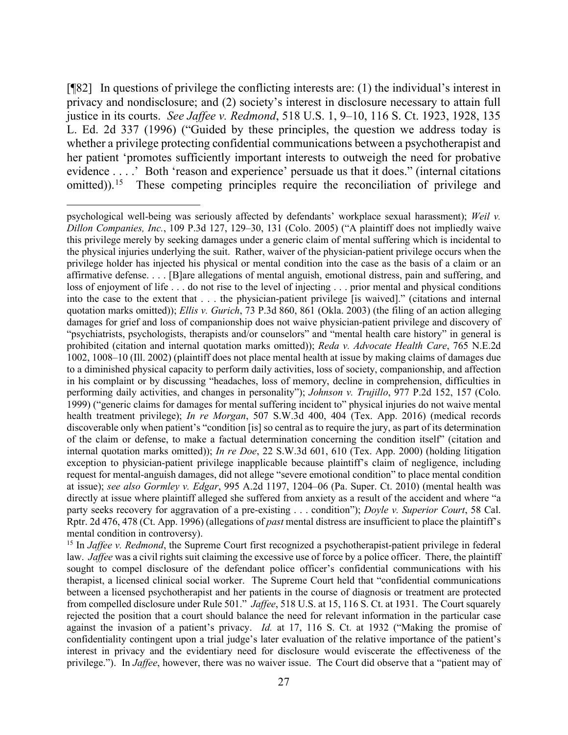[¶82] In questions of privilege the conflicting interests are: (1) the individual's interest in privacy and nondisclosure; and (2) society's interest in disclosure necessary to attain full justice in its courts. *See Jaffee v. Redmond*, 518 U.S. 1, 9–10, 116 S. Ct. 1923, 1928, 135 L. Ed. 2d 337 (1996) ("Guided by these principles, the question we address today is whether a privilege protecting confidential communications between a psychotherapist and her patient 'promotes sufficiently important interests to outweigh the need for probative evidence . . . .' Both 'reason and experience' persuade us that it does." (internal citations omitted)).[15] These competing principles require the reconciliation of privilege and

---

psychological well-being was seriously affected by defendants' workplace sexual harassment); *Weil v. Dillon Companies, Inc.*, 109 P.3d 127, 129–30, 131 (Colo. 2005) ("A plaintiff does not impliedly waive this privilege merely by seeking damages under a generic claim of mental suffering which is incidental to the physical injuries underlying the suit. Rather, waiver of the physician-patient privilege occurs when the privilege holder has injected his physical or mental condition into the case as the basis of a claim or an affirmative defense. . . . [B]are allegations of mental anguish, emotional distress, pain and suffering, and loss of enjoyment of life . . . do not rise to the level of injecting . . . prior mental and physical conditions into the case to the extent that . . . the physician-patient privilege [is waived]." (citations and internal quotation marks omitted)); *Ellis v. Gurich*, 73 P.3d 860, 861 (Okla. 2003) (the filing of an action alleging damages for grief and loss of companionship does not waive physician-patient privilege and discovery of "psychiatrists, psychologists, therapists and/or counselors" and "mental health care history" in general is prohibited (citation and internal quotation marks omitted)); *Reda v. Advocate Health Care*, 765 N.E.2d 1002, 1008–10 (Ill. 2002) (plaintiff does not place mental health at issue by making claims of damages due to a diminished physical capacity to perform daily activities, loss of society, companionship, and affection in his complaint or by discussing "headaches, loss of memory, decline in comprehension, difficulties in performing daily activities, and changes in personality"); *Johnson v. Trujillo*, 977 P.2d 152, 157 (Colo. 1999) ("generic claims for damages for mental suffering incident to" physical injuries do not waive mental health treatment privilege); *In re Morgan*, 507 S.W.3d 400, 404 (Tex. App. 2016) (medical records discoverable only when patient's "condition [is] so central as to require the jury, as part of its determination of the claim or defense, to make a factual determination concerning the condition itself" (citation and internal quotation marks omitted)); *In re Doe*, 22 S.W.3d 601, 610 (Tex. App. 2000) (holding litigation exception to physician-patient privilege inapplicable because plaintiff's claim of negligence, including request for mental-anguish damages, did not allege "severe emotional condition" to place mental condition at issue); *see also Gormley v. Edgar*, 995 A.2d 1197, 1204–06 (Pa. Super. Ct. 2010) (mental health was directly at issue where plaintiff alleged she suffered from anxiety as a result of the accident and where "a party seeks recovery for aggravation of a pre-existing . . . condition"); *Doyle v. Superior Court*, 58 Cal. Rptr. 2d 476, 478 (Ct. App. 1996) (allegations of *past* mental distress are insufficient to place the plaintiff's mental condition in controversy).

[15] In *Jaffee v. Redmond*, the Supreme Court first recognized a psychotherapist-patient privilege in federal law. *Jaffee* was a civil rights suit claiming the excessive use of force by a police officer. There, the plaintiff sought to compel disclosure of the defendant police officer's confidential communications with his therapist, a licensed clinical social worker. The Supreme Court held that "confidential communications between a licensed psychotherapist and her patients in the course of diagnosis or treatment are protected from compelled disclosure under Rule 501." *Jaffee*, 518 U.S. at 15, 116 S. Ct. at 1931. The Court squarely rejected the position that a court should balance the need for relevant information in the particular case against the invasion of a patient's privacy. *Id.* at 17, 116 S. Ct. at 1932 ("Making the promise of confidentiality contingent upon a trial judge's later evaluation of the relative importance of the patient's interest in privacy and the evidentiary need for disclosure would eviscerate the effectiveness of the privilege."). In *Jaffee*, however, there was no waiver issue. The Court did observe that a "patient may of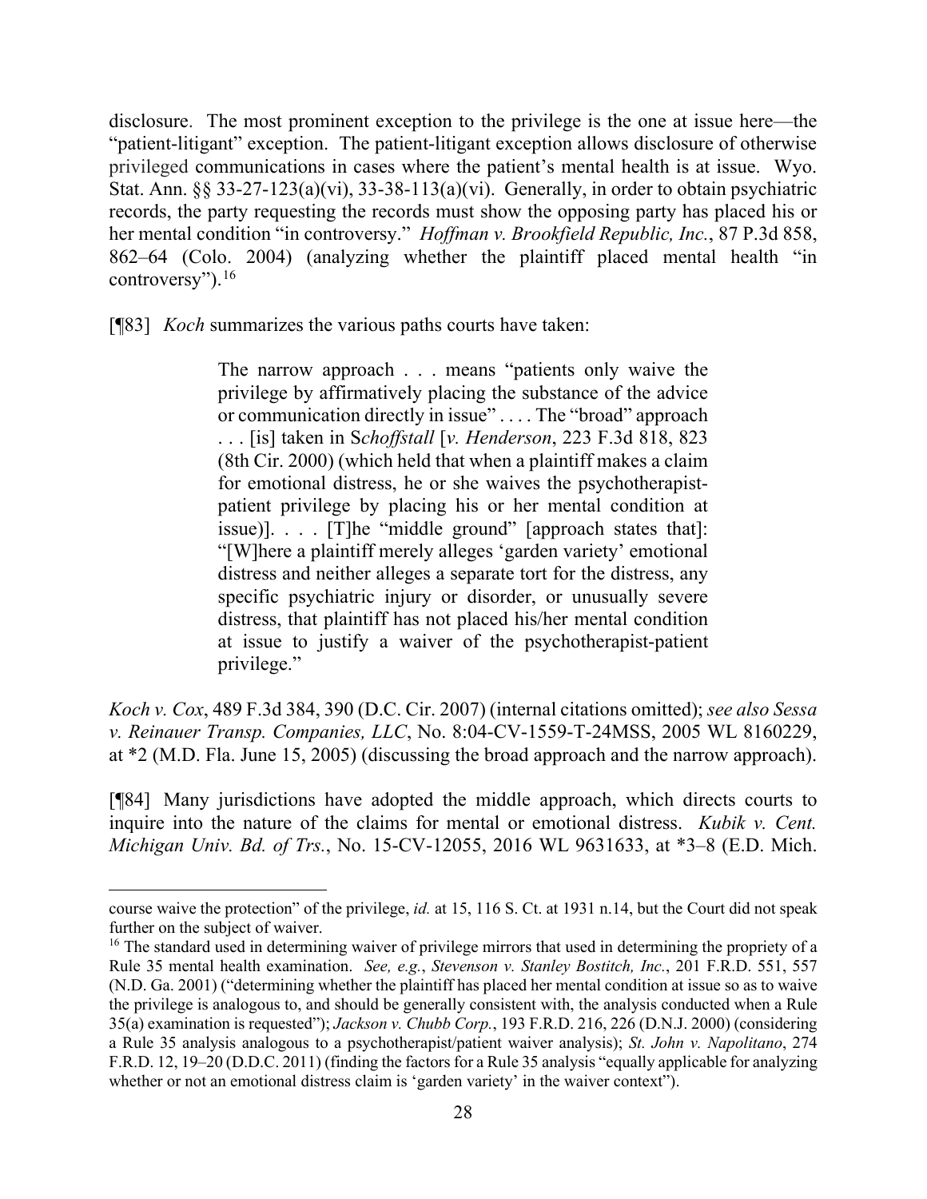disclosure. The most prominent exception to the privilege is the one at issue here—the "patient-litigant" exception. The patient-litigant exception allows disclosure of otherwise privileged communications in cases where the patient's mental health is at issue. Wyo. Stat. Ann. §§ 33-27-123(a)(vi), 33-38-113(a)(vi). Generally, in order to obtain psychiatric records, the party requesting the records must show the opposing party has placed his or her mental condition "in controversy." *Hoffman v. Brookfield Republic, Inc.*, 87 P.3d 858, 862–64 (Colo. 2004) (analyzing whether the plaintiff placed mental health "in controversy").[16]

[¶83] *Koch* summarizes the various paths courts have taken:

> The narrow approach . . . means "patients only waive the privilege by affirmatively placing the substance of the advice or communication directly in issue" . . . . The "broad" approach . . . [is] taken in S*choffstall* [*v. Henderson*, 223 F.3d 818, 823 (8th Cir. 2000) (which held that when a plaintiff makes a claim for emotional distress, he or she waives the psychotherapist-patient privilege by placing his or her mental condition at issue)]. . . . [T]he "middle ground" [approach states that]: "[W]here a plaintiff merely alleges 'garden variety' emotional distress and neither alleges a separate tort for the distress, any specific psychiatric injury or disorder, or unusually severe distress, that plaintiff has not placed his/her mental condition at issue to justify a waiver of the psychotherapist-patient privilege."

*Koch v. Cox*, 489 F.3d 384, 390 (D.C. Cir. 2007) (internal citations omitted); *see also Sessa v. Reinauer Transp. Companies, LLC*, No. 8:04-CV-1559-T-24MSS, 2005 WL 8160229, at \*2 (M.D. Fla. June 15, 2005) (discussing the broad approach and the narrow approach).

[¶84] Many jurisdictions have adopted the middle approach, which directs courts to inquire into the nature of the claims for mental or emotional distress. *Kubik v. Cent. Michigan Univ. Bd. of Trs.*, No. 15-CV-12055, 2016 WL 9631633, at \*3–8 (E.D. Mich.

---

course waive the protection" of the privilege, *id.* at 15, 116 S. Ct. at 1931 n.14, but the Court did not speak further on the subject of waiver.

[16] The standard used in determining waiver of privilege mirrors that used in determining the propriety of a Rule 35 mental health examination. *See, e.g.*, *Stevenson v. Stanley Bostitch, Inc.*, 201 F.R.D. 551, 557 (N.D. Ga. 2001) ("determining whether the plaintiff has placed her mental condition at issue so as to waive the privilege is analogous to, and should be generally consistent with, the analysis conducted when a Rule 35(a) examination is requested"); *Jackson v. Chubb Corp.*, 193 F.R.D. 216, 226 (D.N.J. 2000) (considering a Rule 35 analysis analogous to a psychotherapist/patient waiver analysis); *St. John v. Napolitano*, 274 F.R.D. 12, 19–20 (D.D.C. 2011) (finding the factors for a Rule 35 analysis "equally applicable for analyzing whether or not an emotional distress claim is 'garden variety' in the waiver context").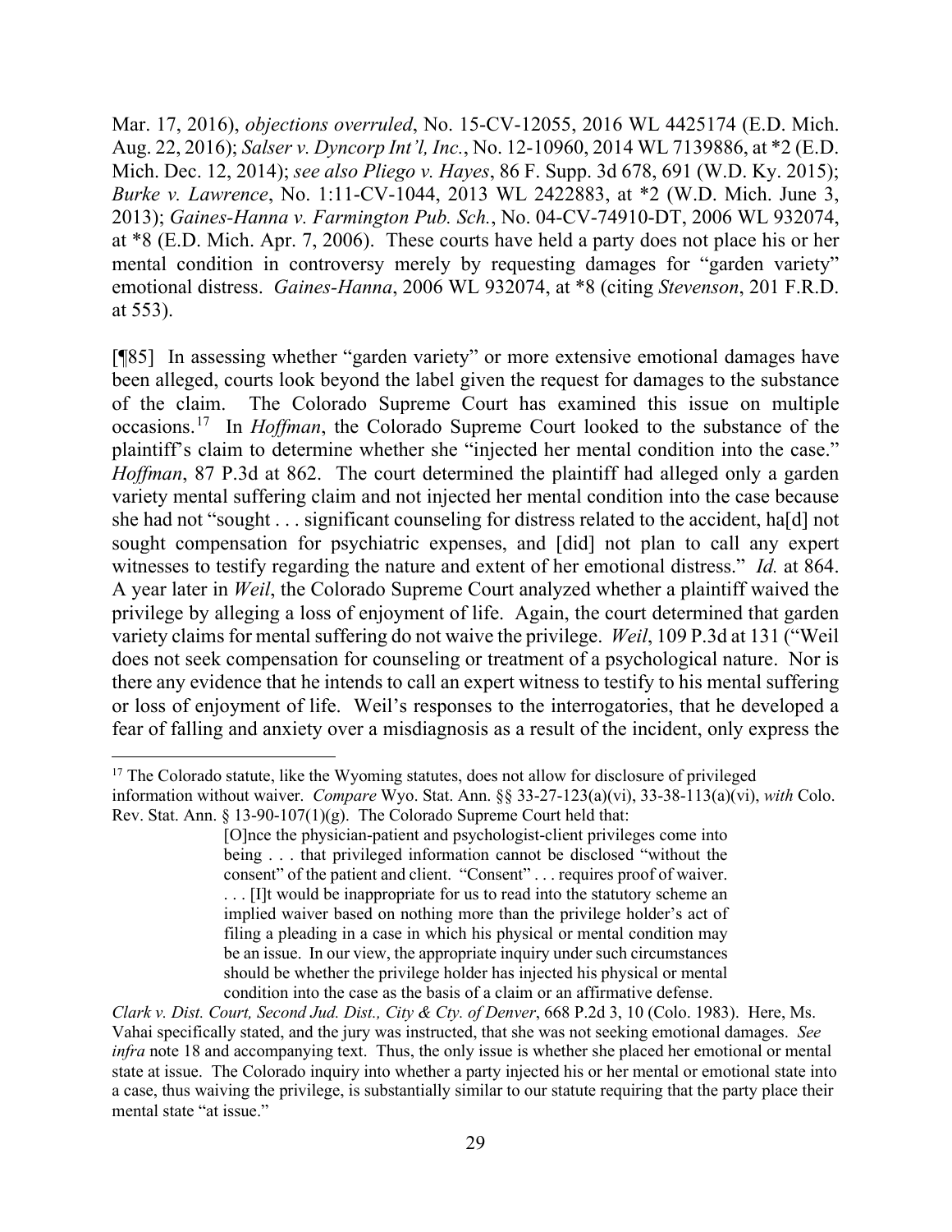Mar. 17, 2016), *objections overruled*, No. 15-CV-12055, 2016 WL 4425174 (E.D. Mich. Aug. 22, 2016); *Salser v. Dyncorp Int'l, Inc.*, No. 12-10960, 2014 WL 7139886, at *2 (E.D. Mich. Dec. 12, 2014); *see also Pliego v. Hayes*, 86 F. Supp. 3d 678, 691 (W.D. Ky. 2015); *Burke v. Lawrence*, No. 1:11-CV-1044, 2013 WL 2422883, at *2 (W.D. Mich. June 3, 2013); *Gaines-Hanna v. Farmington Pub. Sch.*, No. 04-CV-74910-DT, 2006 WL 932074, at *8 (E.D. Mich. Apr. 7, 2006). These courts have held a party does not place his or her mental condition in controversy merely by requesting damages for "garden variety" emotional distress. *Gaines-Hanna*, 2006 WL 932074, at *8 (citing *Stevenson*, 201 F.R.D. at 553).

[¶85] In assessing whether "garden variety" or more extensive emotional damages have been alleged, courts look beyond the label given the request for damages to the substance of the claim. The Colorado Supreme Court has examined this issue on multiple occasions.[17] In *Hoffman*, the Colorado Supreme Court looked to the substance of the plaintiff's claim to determine whether she "injected her mental condition into the case." *Hoffman*, 87 P.3d at 862. The court determined the plaintiff had alleged only a garden variety mental suffering claim and not injected her mental condition into the case because she had not "sought . . . significant counseling for distress related to the accident, ha[d] not sought compensation for psychiatric expenses, and [did] not plan to call any expert witnesses to testify regarding the nature and extent of her emotional distress." *Id.* at 864. A year later in *Weil*, the Colorado Supreme Court analyzed whether a plaintiff waived the privilege by alleging a loss of enjoyment of life. Again, the court determined that garden variety claims for mental suffering do not waive the privilege. *Weil*, 109 P.3d at 131 ("Weil does not seek compensation for counseling or treatment of a psychological nature. Nor is there any evidence that he intends to call an expert witness to testify to his mental suffering or loss of enjoyment of life. Weil's responses to the interrogatories, that he developed a fear of falling and anxiety over a misdiagnosis as a result of the incident, only express the

---

[17] The Colorado statute, like the Wyoming statutes, does not allow for disclosure of privileged information without waiver. *Compare* Wyo. Stat. Ann. §§ 33-27-123(a)(vi), 33-38-113(a)(vi), *with* Colo. Rev. Stat. Ann. § 13-90-107(1)(g). The Colorado Supreme Court held that:

> [O]nce the physician-patient and psychologist-client privileges come into being . . . that privileged information cannot be disclosed "without the consent" of the patient and client. "Consent" . . . requires proof of waiver. . . . [I]t would be inappropriate for us to read into the statutory scheme an implied waiver based on nothing more than the privilege holder's act of filing a pleading in a case in which his physical or mental condition may be an issue. In our view, the appropriate inquiry under such circumstances should be whether the privilege holder has injected his physical or mental condition into the case as the basis of a claim or an affirmative defense.

*Clark v. Dist. Court, Second Jud. Dist., City & Cty. of Denver*, 668 P.2d 3, 10 (Colo. 1983). Here, Ms. Vahai specifically stated, and the jury was instructed, that she was not seeking emotional damages. *See infra* note 18 and accompanying text. Thus, the only issue is whether she placed her emotional or mental state at issue. The Colorado inquiry into whether a party injected his or her mental or emotional state into a case, thus waiving the privilege, is substantially similar to our statute requiring that the party place their mental state "at issue."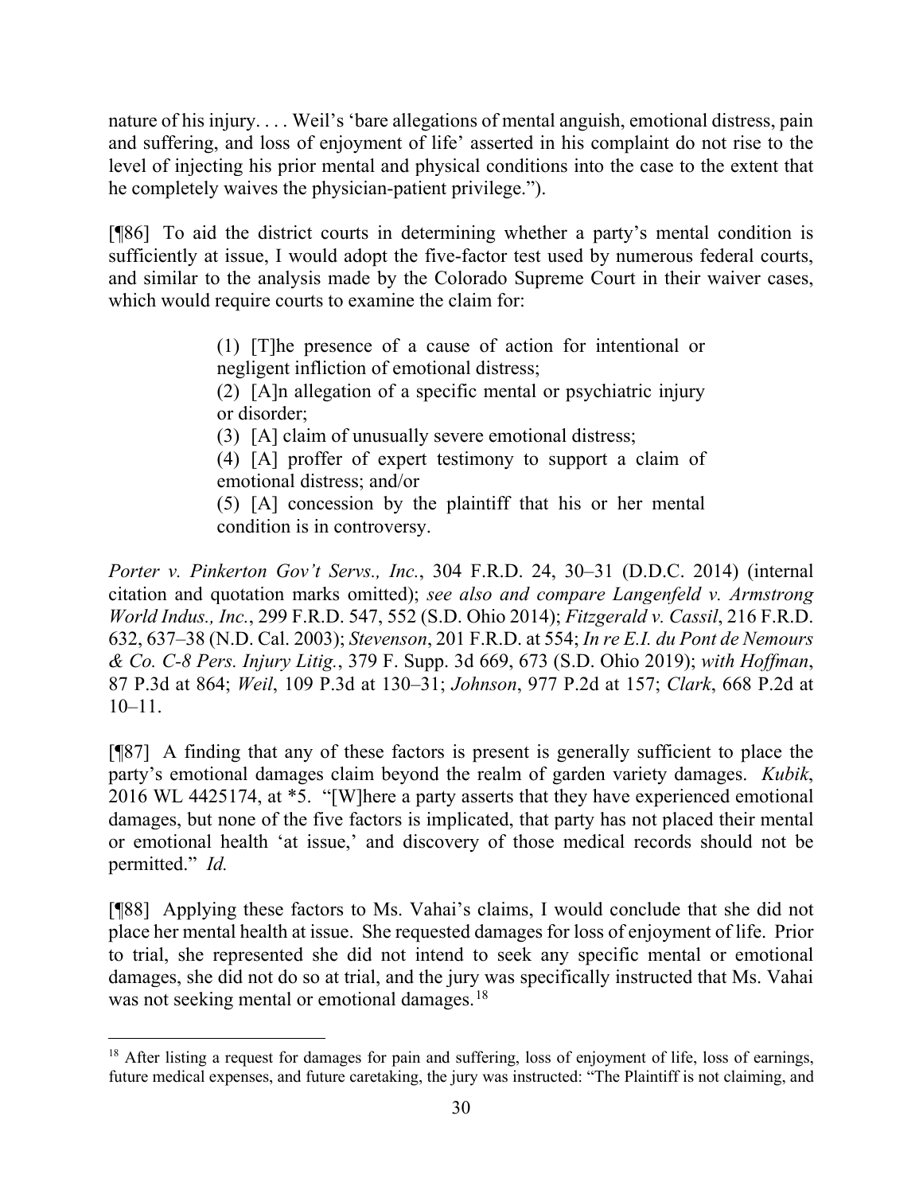nature of his injury. . . . Weil's 'bare allegations of mental anguish, emotional distress, pain and suffering, and loss of enjoyment of life' asserted in his complaint do not rise to the level of injecting his prior mental and physical conditions into the case to the extent that he completely waives the physician-patient privilege.").

[¶86] To aid the district courts in determining whether a party's mental condition is sufficiently at issue, I would adopt the five-factor test used by numerous federal courts, and similar to the analysis made by the Colorado Supreme Court in their waiver cases, which would require courts to examine the claim for:

> (1) [T]he presence of a cause of action for intentional or negligent infliction of emotional distress;
> (2) [A]n allegation of a specific mental or psychiatric injury or disorder;
> (3) [A] claim of unusually severe emotional distress;
> (4) [A] proffer of expert testimony to support a claim of emotional distress; and/or
> (5) [A] concession by the plaintiff that his or her mental condition is in controversy.

*Porter v. Pinkerton Gov't Servs., Inc.*, 304 F.R.D. 24, 30–31 (D.D.C. 2014) (internal citation and quotation marks omitted); *see also and compare Langenfeld v. Armstrong World Indus., Inc.*, 299 F.R.D. 547, 552 (S.D. Ohio 2014); *Fitzgerald v. Cassil*, 216 F.R.D. 632, 637–38 (N.D. Cal. 2003); *Stevenson*, 201 F.R.D. at 554; *In re E.I. du Pont de Nemours & Co. C-8 Pers. Injury Litig.*, 379 F. Supp. 3d 669, 673 (S.D. Ohio 2019); *with Hoffman*, 87 P.3d at 864; *Weil*, 109 P.3d at 130–31; *Johnson*, 977 P.2d at 157; *Clark*, 668 P.2d at 10–11.

[¶87] A finding that any of these factors is present is generally sufficient to place the party's emotional damages claim beyond the realm of garden variety damages. *Kubik*, 2016 WL 4425174, at \*5. "[W]here a party asserts that they have experienced emotional damages, but none of the five factors is implicated, that party has not placed their mental or emotional health 'at issue,' and discovery of those medical records should not be permitted." *Id.*

[¶88] Applying these factors to Ms. Vahai's claims, I would conclude that she did not place her mental health at issue. She requested damages for loss of enjoyment of life. Prior to trial, she represented she did not intend to seek any specific mental or emotional damages, she did not do so at trial, and the jury was specifically instructed that Ms. Vahai was not seeking mental or emotional damages.[18]

---

[18] After listing a request for damages for pain and suffering, loss of enjoyment of life, loss of earnings, future medical expenses, and future caretaking, the jury was instructed: "The Plaintiff is not claiming, and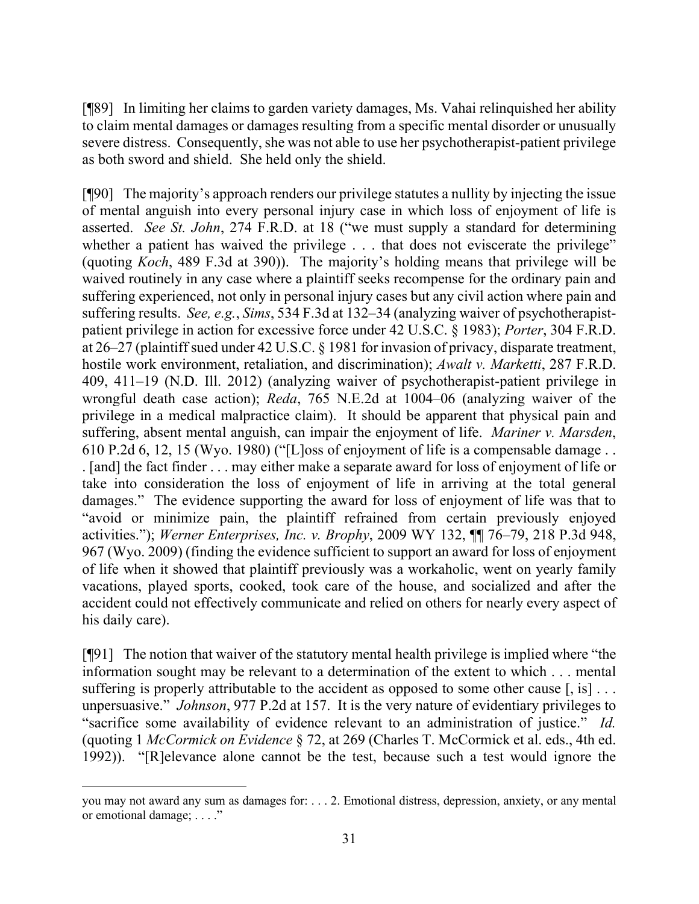[¶89] In limiting her claims to garden variety damages, Ms. Vahai relinquished her ability to claim mental damages or damages resulting from a specific mental disorder or unusually severe distress. Consequently, she was not able to use her psychotherapist-patient privilege as both sword and shield. She held only the shield.

[¶90] The majority's approach renders our privilege statutes a nullity by injecting the issue of mental anguish into every personal injury case in which loss of enjoyment of life is asserted. *See St. John*, 274 F.R.D. at 18 ("we must supply a standard for determining whether a patient has waived the privilege . . . that does not eviscerate the privilege" (quoting *Koch*, 489 F.3d at 390)). The majority's holding means that privilege will be waived routinely in any case where a plaintiff seeks recompense for the ordinary pain and suffering experienced, not only in personal injury cases but any civil action where pain and suffering results. *See, e.g.*, *Sims*, 534 F.3d at 132–34 (analyzing waiver of psychotherapist-patient privilege in action for excessive force under 42 U.S.C. § 1983); *Porter*, 304 F.R.D. at 26–27 (plaintiff sued under 42 U.S.C. § 1981 for invasion of privacy, disparate treatment, hostile work environment, retaliation, and discrimination); *Awalt v. Marketti*, 287 F.R.D. 409, 411–19 (N.D. Ill. 2012) (analyzing waiver of psychotherapist-patient privilege in wrongful death case action); *Reda*, 765 N.E.2d at 1004–06 (analyzing waiver of the privilege in a medical malpractice claim). It should be apparent that physical pain and suffering, absent mental anguish, can impair the enjoyment of life. *Mariner v. Marsden*, 610 P.2d 6, 12, 15 (Wyo. 1980) ("[L]oss of enjoyment of life is a compensable damage . . . [and] the fact finder . . . may either make a separate award for loss of enjoyment of life or take into consideration the loss of enjoyment of life in arriving at the total general damages." The evidence supporting the award for loss of enjoyment of life was that to "avoid or minimize pain, the plaintiff refrained from certain previously enjoyed activities."); *Werner Enterprises, Inc. v. Brophy*, 2009 WY 132, ¶¶ 76–79, 218 P.3d 948, 967 (Wyo. 2009) (finding the evidence sufficient to support an award for loss of enjoyment of life when it showed that plaintiff previously was a workaholic, went on yearly family vacations, played sports, cooked, took care of the house, and socialized and after the accident could not effectively communicate and relied on others for nearly every aspect of his daily care).

[¶91] The notion that waiver of the statutory mental health privilege is implied where "the information sought may be relevant to a determination of the extent to which . . . mental suffering is properly attributable to the accident as opposed to some other cause [, is] . . . unpersuasive." *Johnson*, 977 P.2d at 157. It is the very nature of evidentiary privileges to "sacrifice some availability of evidence relevant to an administration of justice." *Id.* (quoting 1 *McCormick on Evidence* § 72, at 269 (Charles T. McCormick et al. eds., 4th ed. 1992)). "[R]elevance alone cannot be the test, because such a test would ignore the

---

you may not award any sum as damages for: . . . 2. Emotional distress, depression, anxiety, or any mental or emotional damage; . . . ."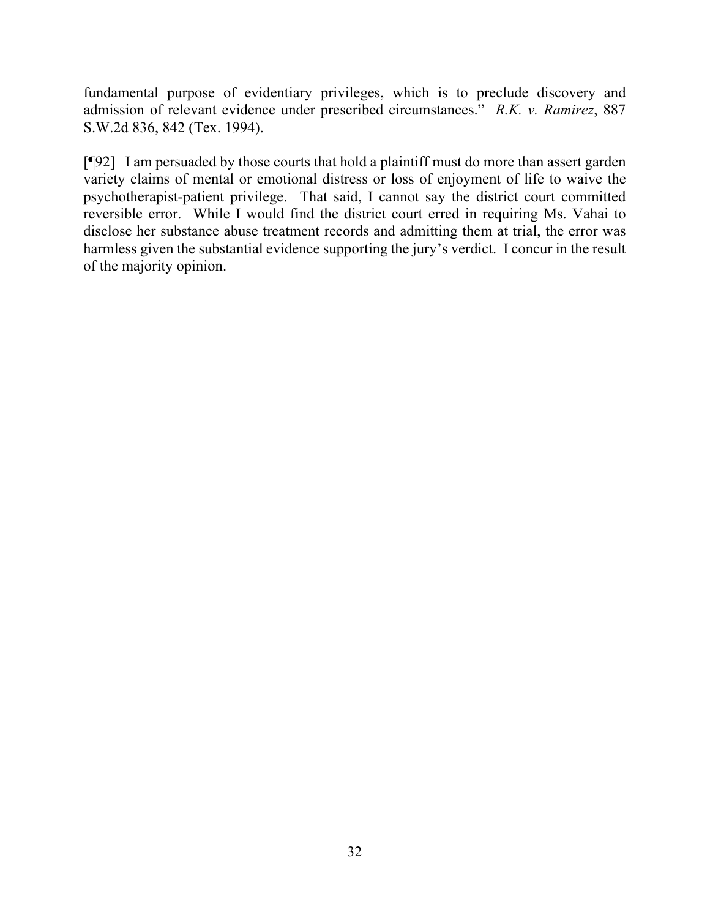fundamental purpose of evidentiary privileges, which is to preclude discovery and admission of relevant evidence under prescribed circumstances." *R.K. v. Ramirez*, 887 S.W.2d 836, 842 (Tex. 1994).

[¶92] I am persuaded by those courts that hold a plaintiff must do more than assert garden variety claims of mental or emotional distress or loss of enjoyment of life to waive the psychotherapist-patient privilege. That said, I cannot say the district court committed reversible error. While I would find the district court erred in requiring Ms. Vahai to disclose her substance abuse treatment records and admitting them at trial, the error was harmless given the substantial evidence supporting the jury's verdict. I concur in the result of the majority opinion.